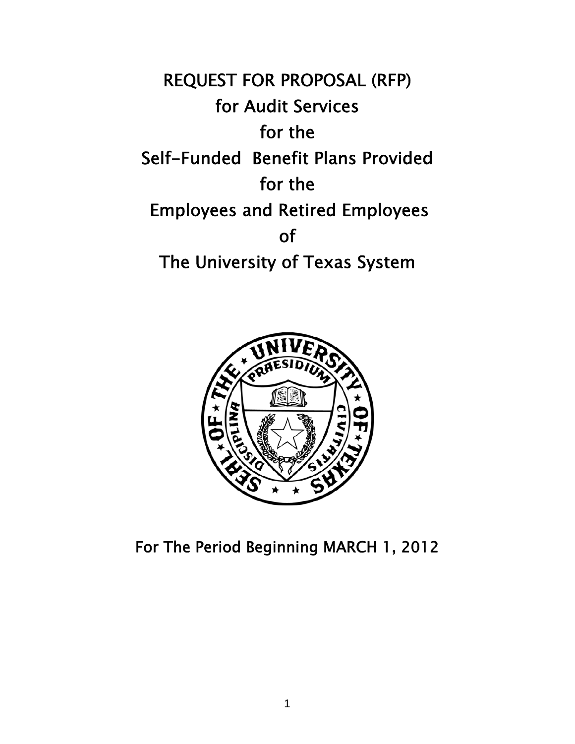# REQUEST FOR PROPOSAL (RFP)
# for Audit Services
# for the
# Self-Funded Benefit Plans Provided
# for the
# Employees and Retired Employees
# of
# The University of Texas System

For The Period Beginning MARCH 1, 2012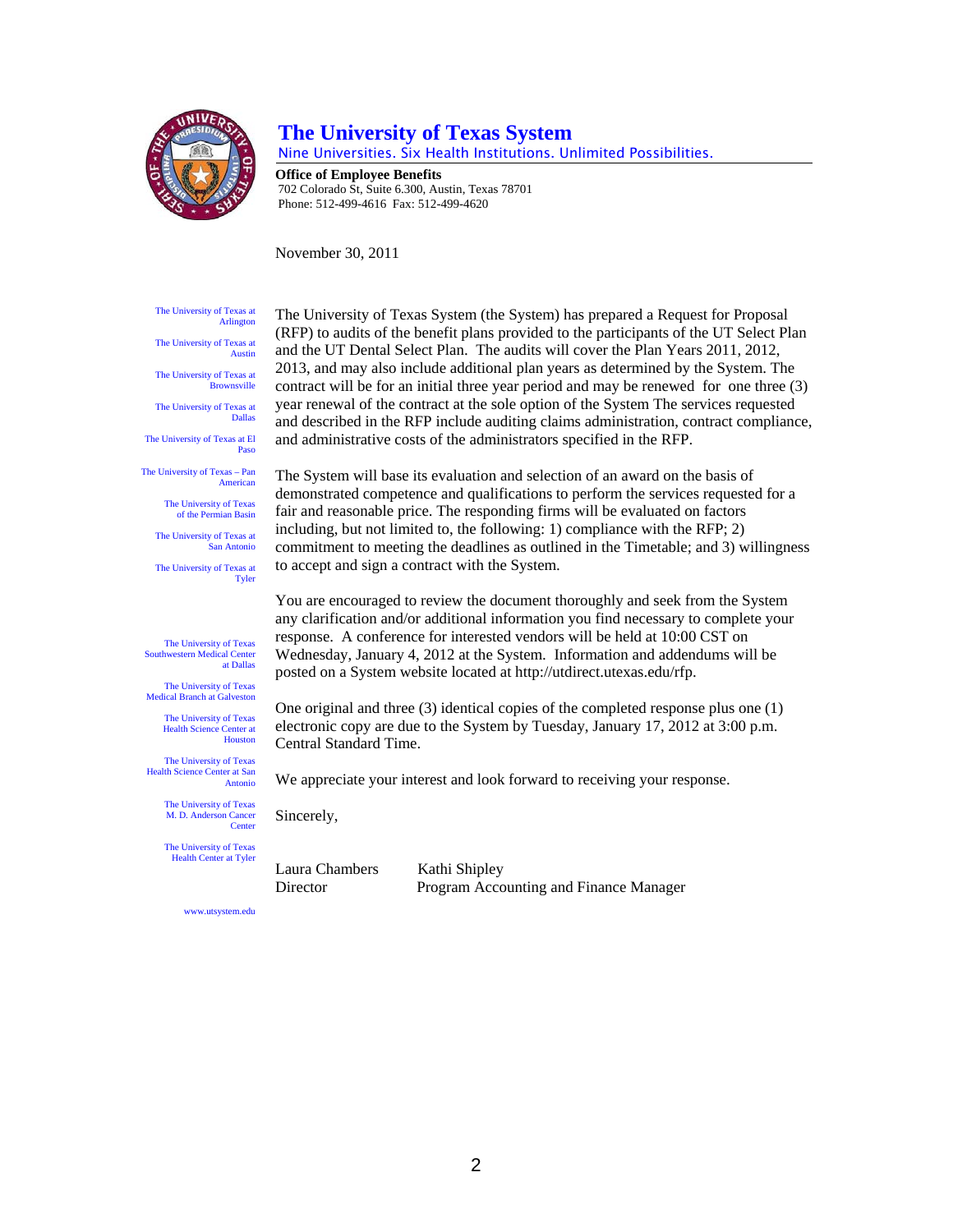# The University of Texas System

Nine Universities. Six Health Institutions. Unlimited Possibilities.

**Office of Employee Benefits**
702 Colorado St, Suite 6.300, Austin, Texas 78701
Phone: 512-499-4616 Fax: 512-499-4620

November 30, 2011

The University of Texas at Arlington
The University of Texas at Austin
The University of Texas at Brownsville
The University of Texas at Dallas
The University of Texas at El Paso
The University of Texas – Pan American
The University of Texas of the Permian Basin
The University of Texas at San Antonio
The University of Texas at Tyler

The University of Texas Southwestern Medical Center at Dallas
The University of Texas Medical Branch at Galveston
The University of Texas Health Science Center at Houston
The University of Texas Health Science Center at San Antonio
The University of Texas M. D. Anderson Cancer Center
The University of Texas Health Center at Tyler

www.utsystem.edu

The University of Texas System (the System) has prepared a Request for Proposal (RFP) to audits of the benefit plans provided to the participants of the UT Select Plan and the UT Dental Select Plan. The audits will cover the Plan Years 2011, 2012, 2013, and may also include additional plan years as determined by the System. The contract will be for an initial three year period and may be renewed for one three (3) year renewal of the contract at the sole option of the System The services requested and described in the RFP include auditing claims administration, contract compliance, and administrative costs of the administrators specified in the RFP.

The System will base its evaluation and selection of an award on the basis of demonstrated competence and qualifications to perform the services requested for a fair and reasonable price. The responding firms will be evaluated on factors including, but not limited to, the following: 1) compliance with the RFP; 2) commitment to meeting the deadlines as outlined in the Timetable; and 3) willingness to accept and sign a contract with the System.

You are encouraged to review the document thoroughly and seek from the System any clarification and/or additional information you find necessary to complete your response. A conference for interested vendors will be held at 10:00 CST on Wednesday, January 4, 2012 at the System. Information and addendums will be posted on a System website located at http://utdirect.utexas.edu/rfp.

One original and three (3) identical copies of the completed response plus one (1) electronic copy are due to the System by Tuesday, January 17, 2012 at 3:00 p.m. Central Standard Time.

We appreciate your interest and look forward to receiving your response.

Sincerely,

| Laura Chambers | Kathi Shipley |
|---|---|
| Director | Program Accounting and Finance Manager |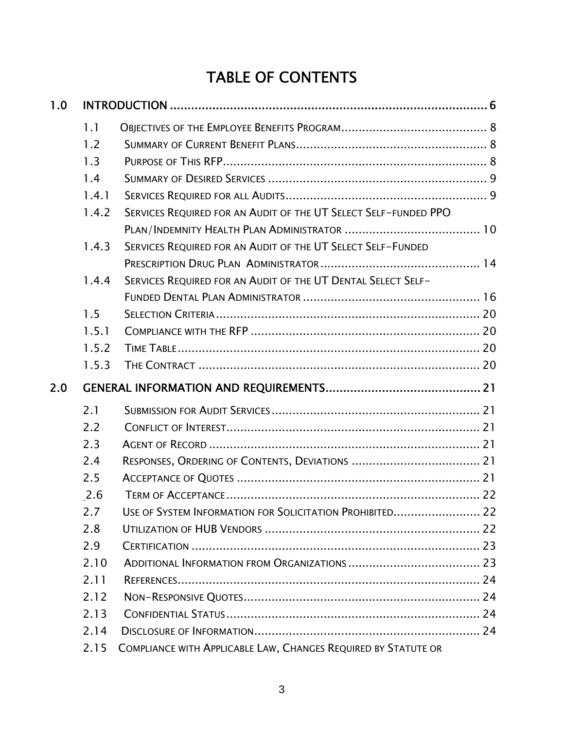# TABLE OF CONTENTS

**1.0 INTRODUCTION ........................................................................................ 6**

- 1.1 OBJECTIVES OF THE EMPLOYEE BENEFITS PROGRAM.......................................... 8
- 1.2 SUMMARY OF CURRENT BENEFIT PLANS....................................................... 8
- 1.3 PURPOSE OF THIS RFP............................................................................ 8
- 1.4 SUMMARY OF DESIRED SERVICES ............................................................... 9
- 1.4.1 SERVICES REQUIRED FOR ALL AUDITS.......................................................... 9
- 1.4.2 SERVICES REQUIRED FOR AN AUDIT OF THE UT SELECT SELF-FUNDED PPO PLAN/INDEMNITY HEALTH PLAN ADMINISTRATOR ....................................... 10
- 1.4.3 SERVICES REQUIRED FOR AN AUDIT OF THE UT SELECT SELF-FUNDED PRESCRIPTION DRUG PLAN ADMINISTRATOR .............................................. 14
- 1.4.4 SERVICES REQUIRED FOR AN AUDIT OF THE UT DENTAL SELECT SELF-FUNDED DENTAL PLAN ADMINISTRATOR ................................................... 16
- 1.5 SELECTION CRITERIA ............................................................................. 20
- 1.5.1 COMPLIANCE WITH THE RFP .................................................................. 20
- 1.5.2 TIME TABLE ....................................................................................... 20
- 1.5.3 THE CONTRACT ................................................................................. 20

**2.0 GENERAL INFORMATION AND REQUIREMENTS........................................... 21**

- 2.1 SUBMISSION FOR AUDIT SERVICES ............................................................ 21
- 2.2 CONFLICT OF INTEREST......................................................................... 21
- 2.3 AGENT OF RECORD .............................................................................. 21
- 2.4 RESPONSES, ORDERING OF CONTENTS, DEVIATIONS ..................................... 21
- 2.5 ACCEPTANCE OF QUOTES ....................................................................... 21
- 2.6 TERM OF ACCEPTANCE ......................................................................... 22
- 2.7 USE OF SYSTEM INFORMATION FOR SOLICITATION PROHIBITED......................... 22
- 2.8 UTILIZATION OF HUB VENDORS .............................................................. 22
- 2.9 CERTIFICATION ................................................................................... 23
- 2.10 ADDITIONAL INFORMATION FROM ORGANIZATIONS ...................................... 23
- 2.11 REFERENCES....................................................................................... 24
- 2.12 NON-RESPONSIVE QUOTES..................................................................... 24
- 2.13 CONFIDENTIAL STATUS .......................................................................... 24
- 2.14 DISCLOSURE OF INFORMATION................................................................. 24
- 2.15 COMPLIANCE WITH APPLICABLE LAW, CHANGES REQUIRED BY STATUTE OR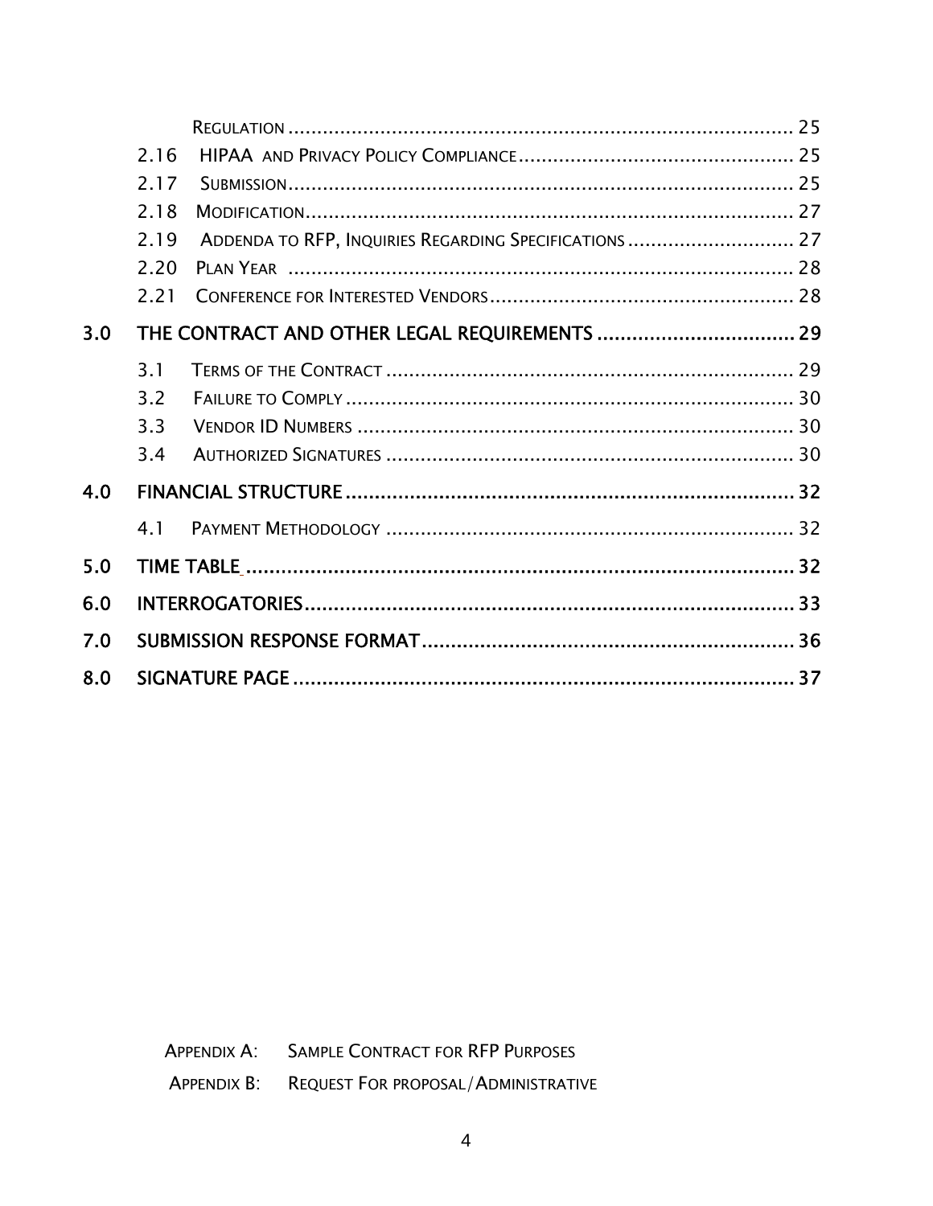REGULATION ........................................................................................ 25

2.16 HIPAA AND PRIVACY POLICY COMPLIANCE ................................................ 25

2.17 SUBMISSION ........................................................................................ 25

2.18 MODIFICATION ..................................................................................... 27

2.19 ADDENDA TO RFP, INQUIRIES REGARDING SPECIFICATIONS ............................. 27

2.20 PLAN YEAR ........................................................................................ 28

2.21 CONFERENCE FOR INTERESTED VENDORS ..................................................... 28

**3.0 THE CONTRACT AND OTHER LEGAL REQUIREMENTS .................................. 29**

3.1 TERMS OF THE CONTRACT ....................................................................... 29

3.2 FAILURE TO COMPLY ............................................................................... 30

3.3 VENDOR ID NUMBERS ............................................................................. 30

3.4 AUTHORIZED SIGNATURES ........................................................................ 30

**4.0 FINANCIAL STRUCTURE ............................................................................ 32**

4.1 PAYMENT METHODOLOGY ........................................................................ 32

**5.0 TIME TABLE .............................................................................................. 32**

**6.0 INTERROGATORIES ................................................................................... 33**

**7.0 SUBMISSION RESPONSE FORMAT ................................................................ 36**

**8.0 SIGNATURE PAGE ...................................................................................... 37**

APPENDIX A: SAMPLE CONTRACT FOR RFP PURPOSES

APPENDIX B: REQUEST FOR PROPOSAL/ADMINISTRATIVE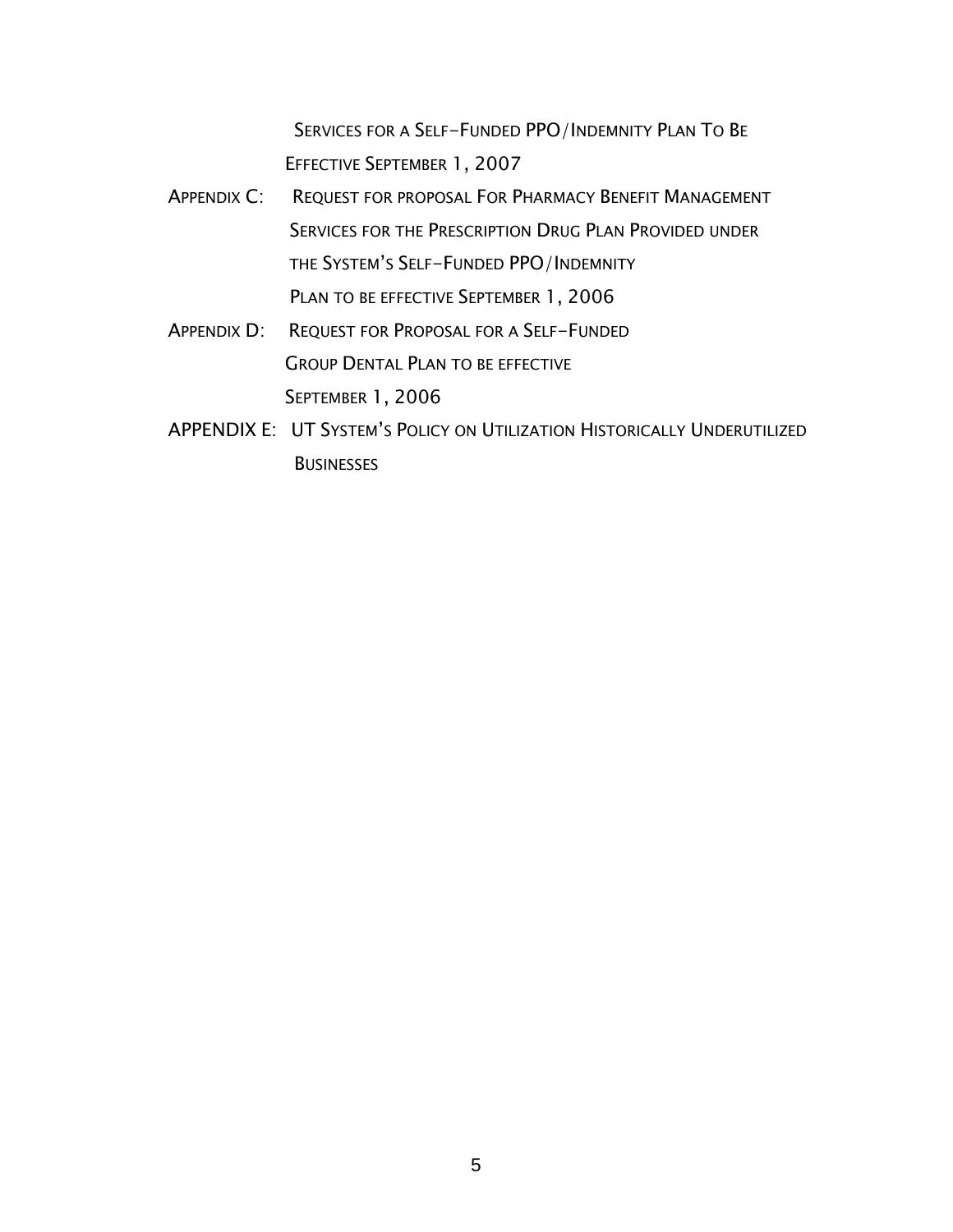SERVICES FOR A SELF-FUNDED PPO/INDEMNITY PLAN TO BE EFFECTIVE SEPTEMBER 1, 2007

APPENDIX C: REQUEST FOR PROPOSAL FOR PHARMACY BENEFIT MANAGEMENT SERVICES FOR THE PRESCRIPTION DRUG PLAN PROVIDED UNDER THE SYSTEM'S SELF-FUNDED PPO/INDEMNITY PLAN TO BE EFFECTIVE SEPTEMBER 1, 2006

APPENDIX D: REQUEST FOR PROPOSAL FOR A SELF-FUNDED GROUP DENTAL PLAN TO BE EFFECTIVE SEPTEMBER 1, 2006

APPENDIX E: UT SYSTEM'S POLICY ON UTILIZATION HISTORICALLY UNDERUTILIZED BUSINESSES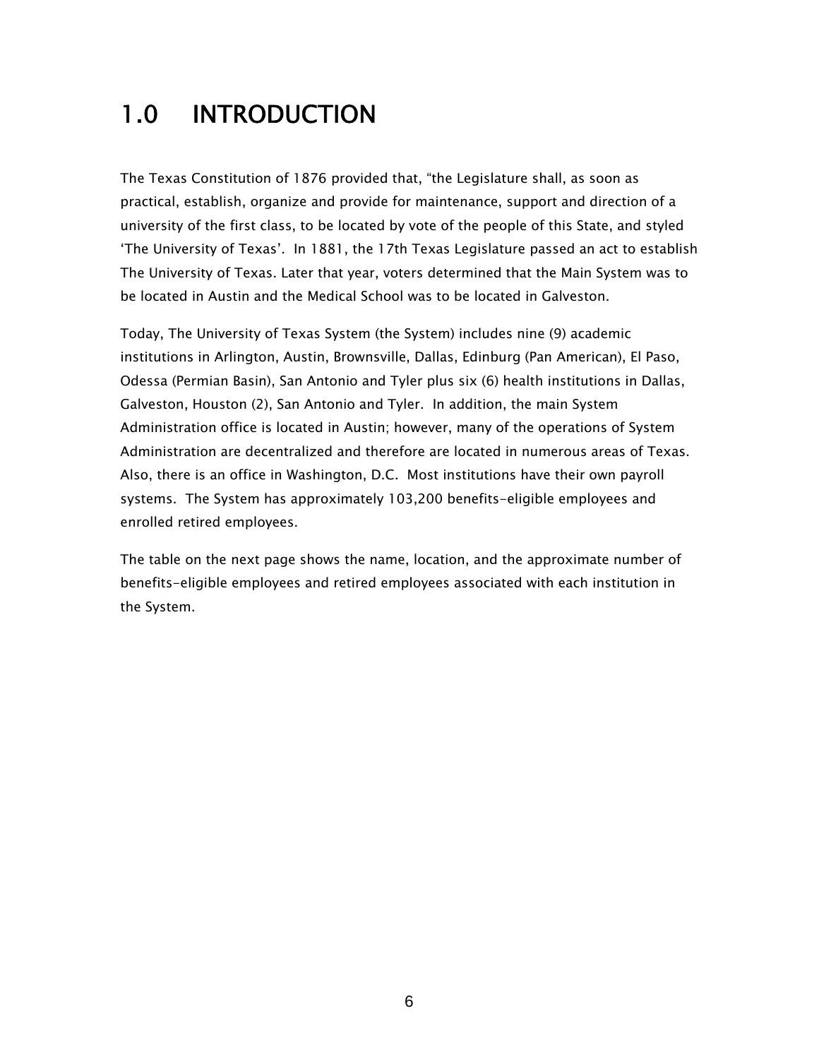# 1.0 INTRODUCTION

The Texas Constitution of 1876 provided that, "the Legislature shall, as soon as practical, establish, organize and provide for maintenance, support and direction of a university of the first class, to be located by vote of the people of this State, and styled 'The University of Texas'. In 1881, the 17th Texas Legislature passed an act to establish The University of Texas. Later that year, voters determined that the Main System was to be located in Austin and the Medical School was to be located in Galveston.

Today, The University of Texas System (the System) includes nine (9) academic institutions in Arlington, Austin, Brownsville, Dallas, Edinburg (Pan American), El Paso, Odessa (Permian Basin), San Antonio and Tyler plus six (6) health institutions in Dallas, Galveston, Houston (2), San Antonio and Tyler. In addition, the main System Administration office is located in Austin; however, many of the operations of System Administration are decentralized and therefore are located in numerous areas of Texas. Also, there is an office in Washington, D.C. Most institutions have their own payroll systems. The System has approximately 103,200 benefits-eligible employees and enrolled retired employees.

The table on the next page shows the name, location, and the approximate number of benefits-eligible employees and retired employees associated with each institution in the System.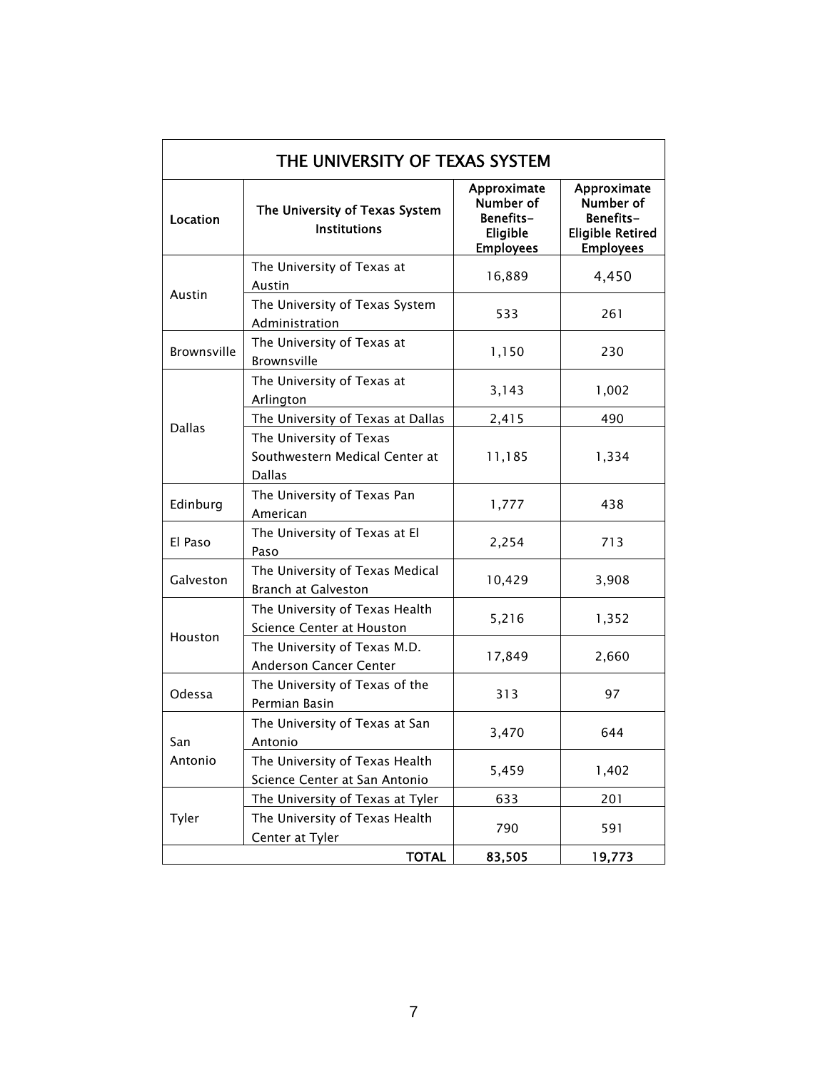| THE UNIVERSITY OF TEXAS SYSTEM | | | |
|---|---|---|---|
| **Location** | **The University of Texas System Institutions** | **Approximate Number of Benefits-Eligible Employees** | **Approximate Number of Benefits-Eligible Retired Employees** |
| Austin | The University of Texas at Austin | 16,889 | 4,450 |
| | The University of Texas System Administration | 533 | 261 |
| Brownsville | The University of Texas at Brownsville | 1,150 | 230 |
| Dallas | The University of Texas at Arlington | 3,143 | 1,002 |
| | The University of Texas at Dallas | 2,415 | 490 |
| | The University of Texas Southwestern Medical Center at Dallas | 11,185 | 1,334 |
| Edinburg | The University of Texas Pan American | 1,777 | 438 |
| El Paso | The University of Texas at El Paso | 2,254 | 713 |
| Galveston | The University of Texas Medical Branch at Galveston | 10,429 | 3,908 |
| Houston | The University of Texas Health Science Center at Houston | 5,216 | 1,352 |
| | The University of Texas M.D. Anderson Cancer Center | 17,849 | 2,660 |
| Odessa | The University of Texas of the Permian Basin | 313 | 97 |
| San Antonio | The University of Texas at San Antonio | 3,470 | 644 |
| | The University of Texas Health Science Center at San Antonio | 5,459 | 1,402 |
| Tyler | The University of Texas at Tyler | 633 | 201 |
| | The University of Texas Health Center at Tyler | 790 | 591 |
| | **TOTAL** | **83,505** | **19,773** |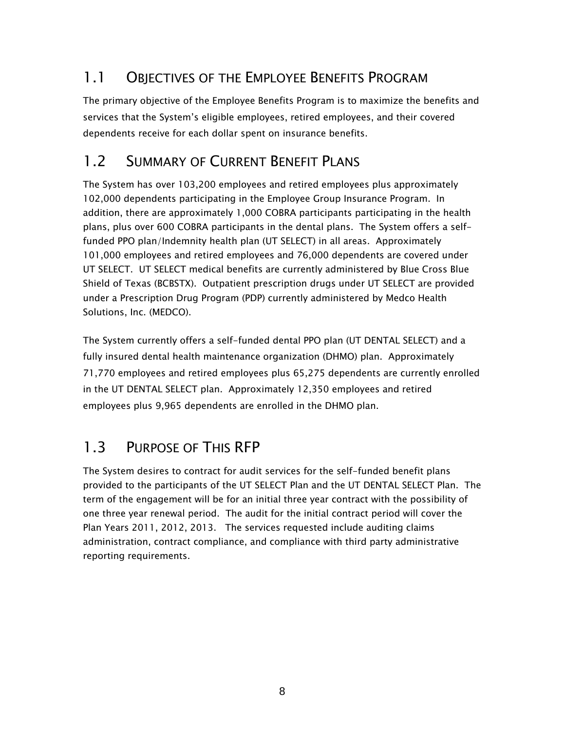## 1.1 OBJECTIVES OF THE EMPLOYEE BENEFITS PROGRAM

The primary objective of the Employee Benefits Program is to maximize the benefits and services that the System's eligible employees, retired employees, and their covered dependents receive for each dollar spent on insurance benefits.

## 1.2 SUMMARY OF CURRENT BENEFIT PLANS

The System has over 103,200 employees and retired employees plus approximately 102,000 dependents participating in the Employee Group Insurance Program. In addition, there are approximately 1,000 COBRA participants participating in the health plans, plus over 600 COBRA participants in the dental plans. The System offers a self-funded PPO plan/Indemnity health plan (UT SELECT) in all areas. Approximately 101,000 employees and retired employees and 76,000 dependents are covered under UT SELECT. UT SELECT medical benefits are currently administered by Blue Cross Blue Shield of Texas (BCBSTX). Outpatient prescription drugs under UT SELECT are provided under a Prescription Drug Program (PDP) currently administered by Medco Health Solutions, Inc. (MEDCO).

The System currently offers a self-funded dental PPO plan (UT DENTAL SELECT) and a fully insured dental health maintenance organization (DHMO) plan. Approximately 71,770 employees and retired employees plus 65,275 dependents are currently enrolled in the UT DENTAL SELECT plan. Approximately 12,350 employees and retired employees plus 9,965 dependents are enrolled in the DHMO plan.

## 1.3 PURPOSE OF THIS RFP

The System desires to contract for audit services for the self-funded benefit plans provided to the participants of the UT SELECT Plan and the UT DENTAL SELECT Plan. The term of the engagement will be for an initial three year contract with the possibility of one three year renewal period. The audit for the initial contract period will cover the Plan Years 2011, 2012, 2013. The services requested include auditing claims administration, contract compliance, and compliance with third party administrative reporting requirements.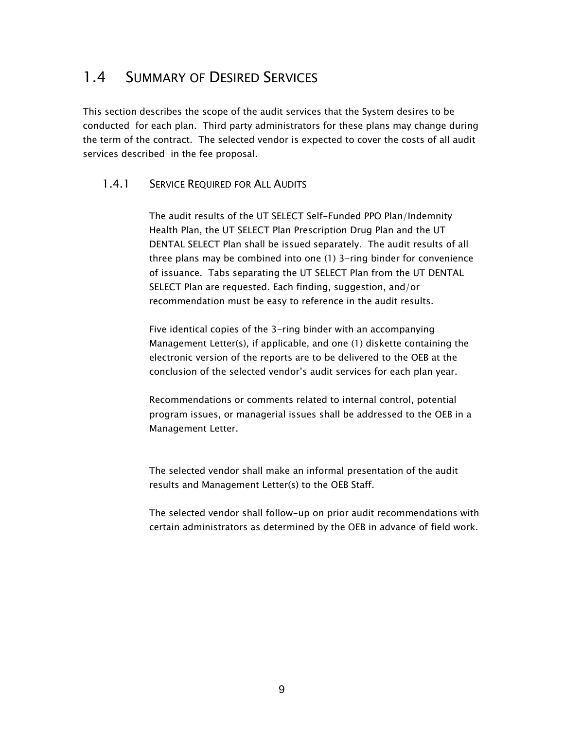## 1.4 Summary of Desired Services

This section describes the scope of the audit services that the System desires to be conducted for each plan. Third party administrators for these plans may change during the term of the contract. The selected vendor is expected to cover the costs of all audit services described in the fee proposal.

### 1.4.1 Service Required for All Audits

The audit results of the UT SELECT Self-Funded PPO Plan/Indemnity Health Plan, the UT SELECT Plan Prescription Drug Plan and the UT DENTAL SELECT Plan shall be issued separately. The audit results of all three plans may be combined into one (1) 3-ring binder for convenience of issuance. Tabs separating the UT SELECT Plan from the UT DENTAL SELECT Plan are requested. Each finding, suggestion, and/or recommendation must be easy to reference in the audit results.

Five identical copies of the 3-ring binder with an accompanying Management Letter(s), if applicable, and one (1) diskette containing the electronic version of the reports are to be delivered to the OEB at the conclusion of the selected vendor's audit services for each plan year.

Recommendations or comments related to internal control, potential program issues, or managerial issues shall be addressed to the OEB in a Management Letter.

The selected vendor shall make an informal presentation of the audit results and Management Letter(s) to the OEB Staff.

The selected vendor shall follow-up on prior audit recommendations with certain administrators as determined by the OEB in advance of field work.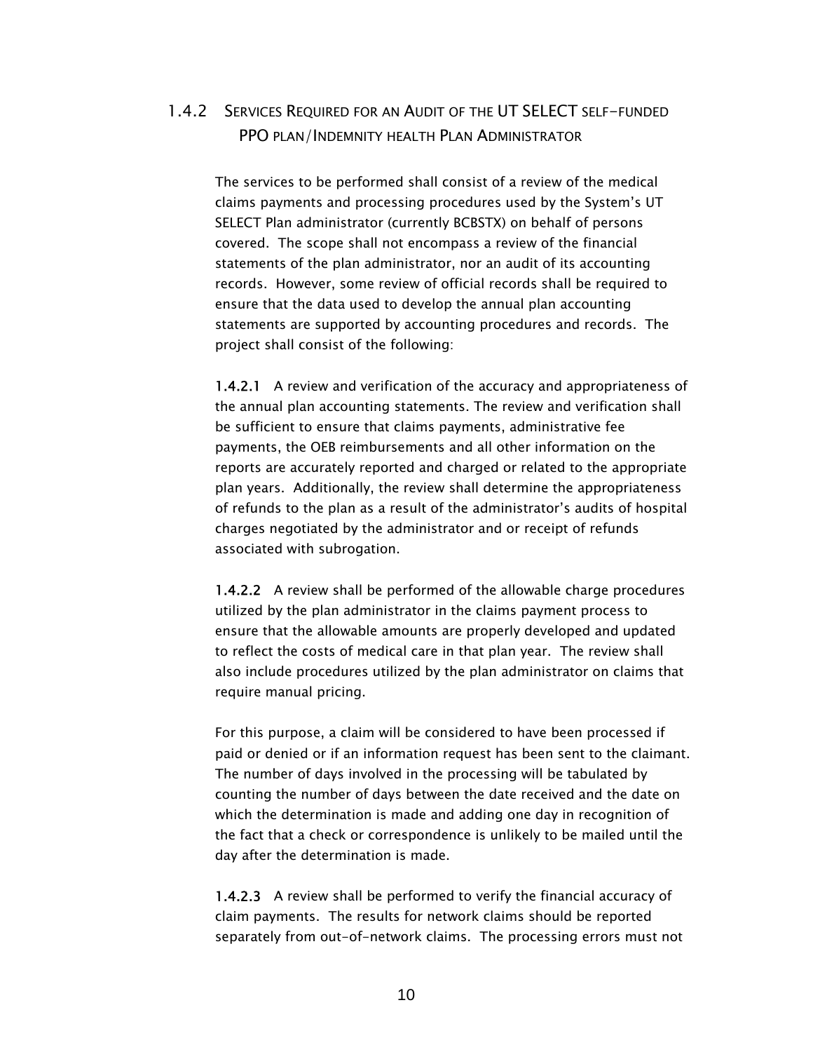### 1.4.2 Services Required for an Audit of the UT SELECT self-funded PPO plan/Indemnity health Plan Administrator

The services to be performed shall consist of a review of the medical claims payments and processing procedures used by the System's UT SELECT Plan administrator (currently BCBSTX) on behalf of persons covered. The scope shall not encompass a review of the financial statements of the plan administrator, nor an audit of its accounting records. However, some review of official records shall be required to ensure that the data used to develop the annual plan accounting statements are supported by accounting procedures and records. The project shall consist of the following:

**1.4.2.1** A review and verification of the accuracy and appropriateness of the annual plan accounting statements. The review and verification shall be sufficient to ensure that claims payments, administrative fee payments, the OEB reimbursements and all other information on the reports are accurately reported and charged or related to the appropriate plan years. Additionally, the review shall determine the appropriateness of refunds to the plan as a result of the administrator's audits of hospital charges negotiated by the administrator and or receipt of refunds associated with subrogation.

**1.4.2.2** A review shall be performed of the allowable charge procedures utilized by the plan administrator in the claims payment process to ensure that the allowable amounts are properly developed and updated to reflect the costs of medical care in that plan year. The review shall also include procedures utilized by the plan administrator on claims that require manual pricing.

For this purpose, a claim will be considered to have been processed if paid or denied or if an information request has been sent to the claimant. The number of days involved in the processing will be tabulated by counting the number of days between the date received and the date on which the determination is made and adding one day in recognition of the fact that a check or correspondence is unlikely to be mailed until the day after the determination is made.

**1.4.2.3** A review shall be performed to verify the financial accuracy of claim payments. The results for network claims should be reported separately from out-of-network claims. The processing errors must not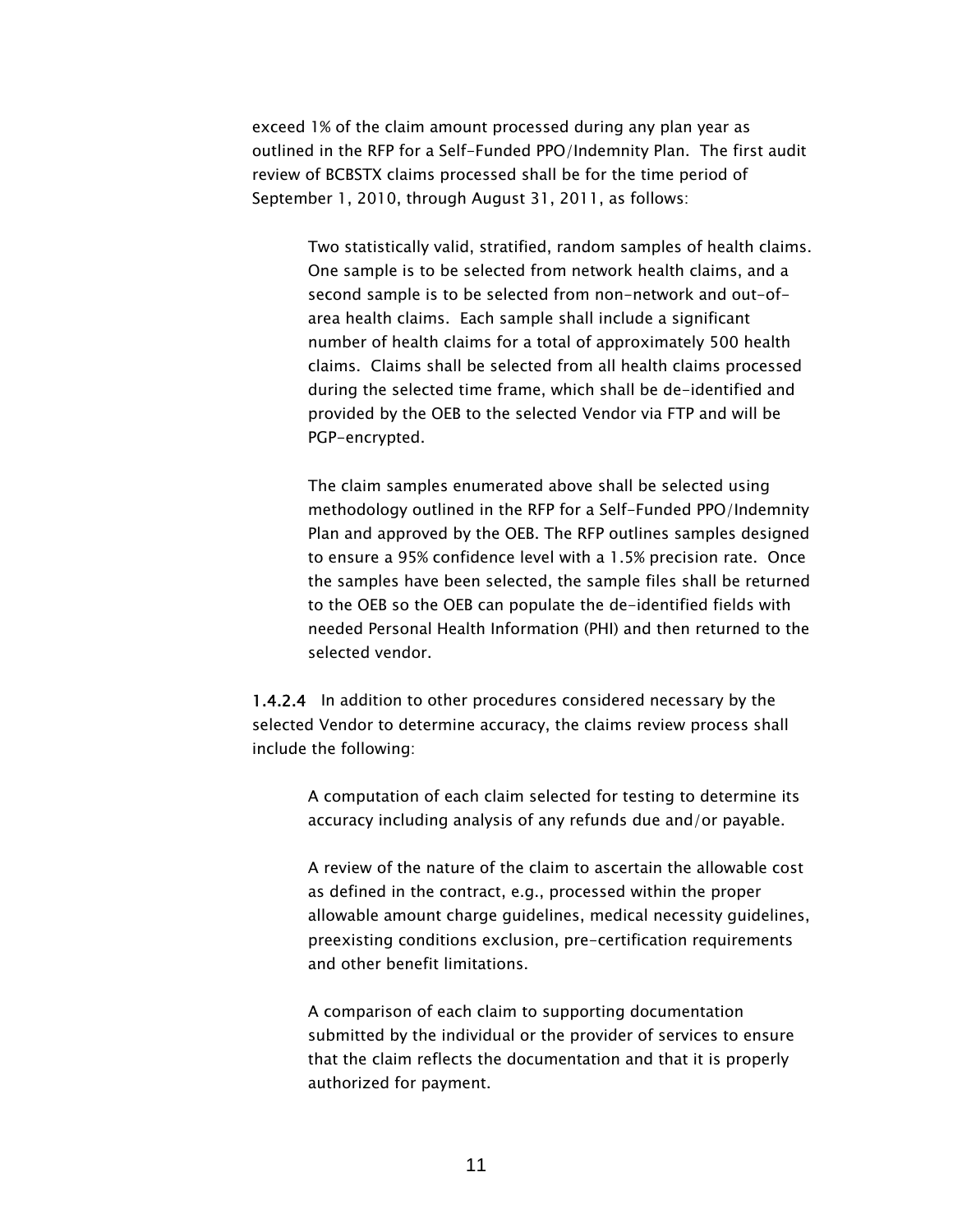exceed 1% of the claim amount processed during any plan year as outlined in the RFP for a Self-Funded PPO/Indemnity Plan. The first audit review of BCBSTX claims processed shall be for the time period of September 1, 2010, through August 31, 2011, as follows:

> Two statistically valid, stratified, random samples of health claims. One sample is to be selected from network health claims, and a second sample is to be selected from non-network and out-of-area health claims. Each sample shall include a significant number of health claims for a total of approximately 500 health claims. Claims shall be selected from all health claims processed during the selected time frame, which shall be de-identified and provided by the OEB to the selected Vendor via FTP and will be PGP-encrypted.
>
> The claim samples enumerated above shall be selected using methodology outlined in the RFP for a Self-Funded PPO/Indemnity Plan and approved by the OEB. The RFP outlines samples designed to ensure a 95% confidence level with a 1.5% precision rate. Once the samples have been selected, the sample files shall be returned to the OEB so the OEB can populate the de-identified fields with needed Personal Health Information (PHI) and then returned to the selected vendor.

**1.4.2.4** In addition to other procedures considered necessary by the selected Vendor to determine accuracy, the claims review process shall include the following:

> A computation of each claim selected for testing to determine its accuracy including analysis of any refunds due and/or payable.
>
> A review of the nature of the claim to ascertain the allowable cost as defined in the contract, e.g., processed within the proper allowable amount charge guidelines, medical necessity guidelines, preexisting conditions exclusion, pre-certification requirements and other benefit limitations.
>
> A comparison of each claim to supporting documentation submitted by the individual or the provider of services to ensure that the claim reflects the documentation and that it is properly authorized for payment.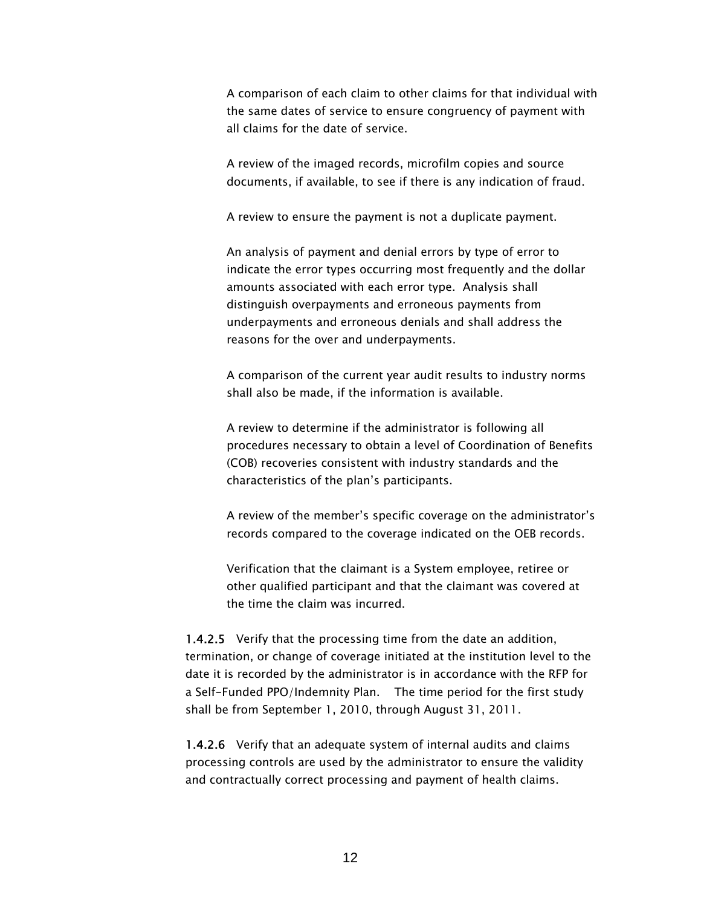A comparison of each claim to other claims for that individual with the same dates of service to ensure congruency of payment with all claims for the date of service.

A review of the imaged records, microfilm copies and source documents, if available, to see if there is any indication of fraud.

A review to ensure the payment is not a duplicate payment.

An analysis of payment and denial errors by type of error to indicate the error types occurring most frequently and the dollar amounts associated with each error type. Analysis shall distinguish overpayments and erroneous payments from underpayments and erroneous denials and shall address the reasons for the over and underpayments.

A comparison of the current year audit results to industry norms shall also be made, if the information is available.

A review to determine if the administrator is following all procedures necessary to obtain a level of Coordination of Benefits (COB) recoveries consistent with industry standards and the characteristics of the plan's participants.

A review of the member's specific coverage on the administrator's records compared to the coverage indicated on the OEB records.

Verification that the claimant is a System employee, retiree or other qualified participant and that the claimant was covered at the time the claim was incurred.

**1.4.2.5** Verify that the processing time from the date an addition, termination, or change of coverage initiated at the institution level to the date it is recorded by the administrator is in accordance with the RFP for a Self-Funded PPO/Indemnity Plan. The time period for the first study shall be from September 1, 2010, through August 31, 2011.

**1.4.2.6** Verify that an adequate system of internal audits and claims processing controls are used by the administrator to ensure the validity and contractually correct processing and payment of health claims.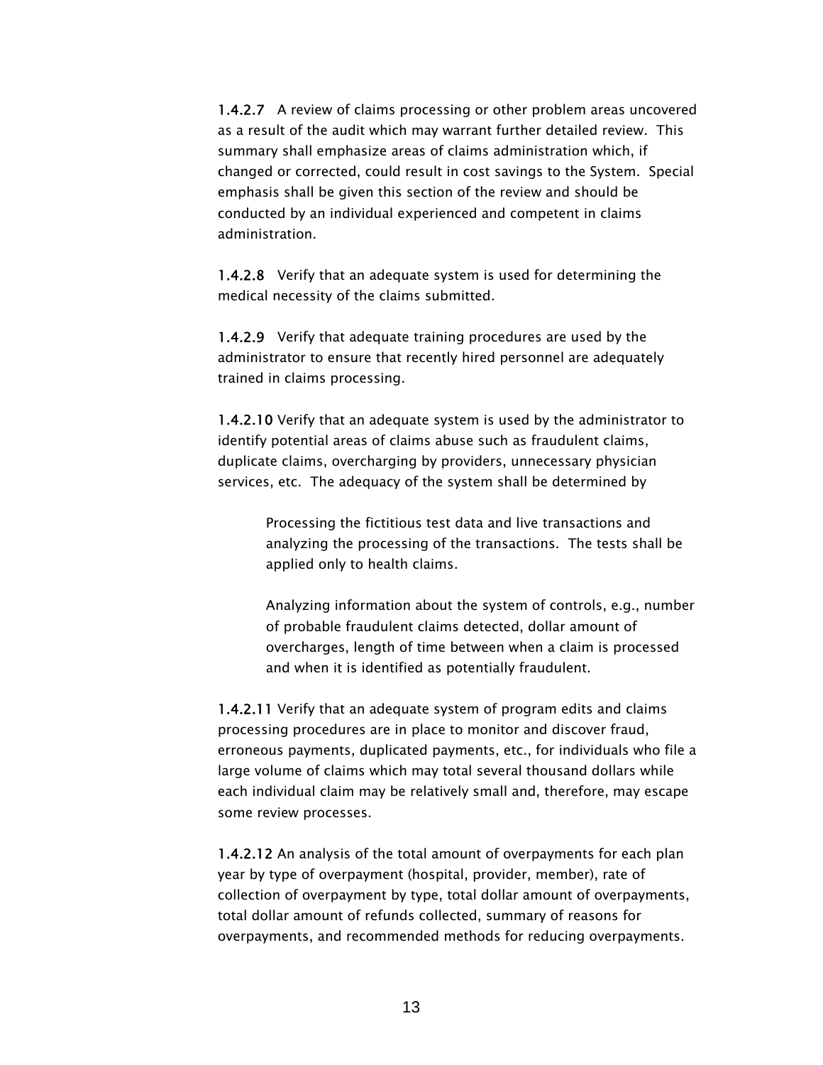**1.4.2.7** A review of claims processing or other problem areas uncovered as a result of the audit which may warrant further detailed review. This summary shall emphasize areas of claims administration which, if changed or corrected, could result in cost savings to the System. Special emphasis shall be given this section of the review and should be conducted by an individual experienced and competent in claims administration.

**1.4.2.8** Verify that an adequate system is used for determining the medical necessity of the claims submitted.

**1.4.2.9** Verify that adequate training procedures are used by the administrator to ensure that recently hired personnel are adequately trained in claims processing.

**1.4.2.10** Verify that an adequate system is used by the administrator to identify potential areas of claims abuse such as fraudulent claims, duplicate claims, overcharging by providers, unnecessary physician services, etc. The adequacy of the system shall be determined by

> Processing the fictitious test data and live transactions and analyzing the processing of the transactions. The tests shall be applied only to health claims.
>
> Analyzing information about the system of controls, e.g., number of probable fraudulent claims detected, dollar amount of overcharges, length of time between when a claim is processed and when it is identified as potentially fraudulent.

**1.4.2.11** Verify that an adequate system of program edits and claims processing procedures are in place to monitor and discover fraud, erroneous payments, duplicated payments, etc., for individuals who file a large volume of claims which may total several thousand dollars while each individual claim may be relatively small and, therefore, may escape some review processes.

**1.4.2.12** An analysis of the total amount of overpayments for each plan year by type of overpayment (hospital, provider, member), rate of collection of overpayment by type, total dollar amount of overpayments, total dollar amount of refunds collected, summary of reasons for overpayments, and recommended methods for reducing overpayments.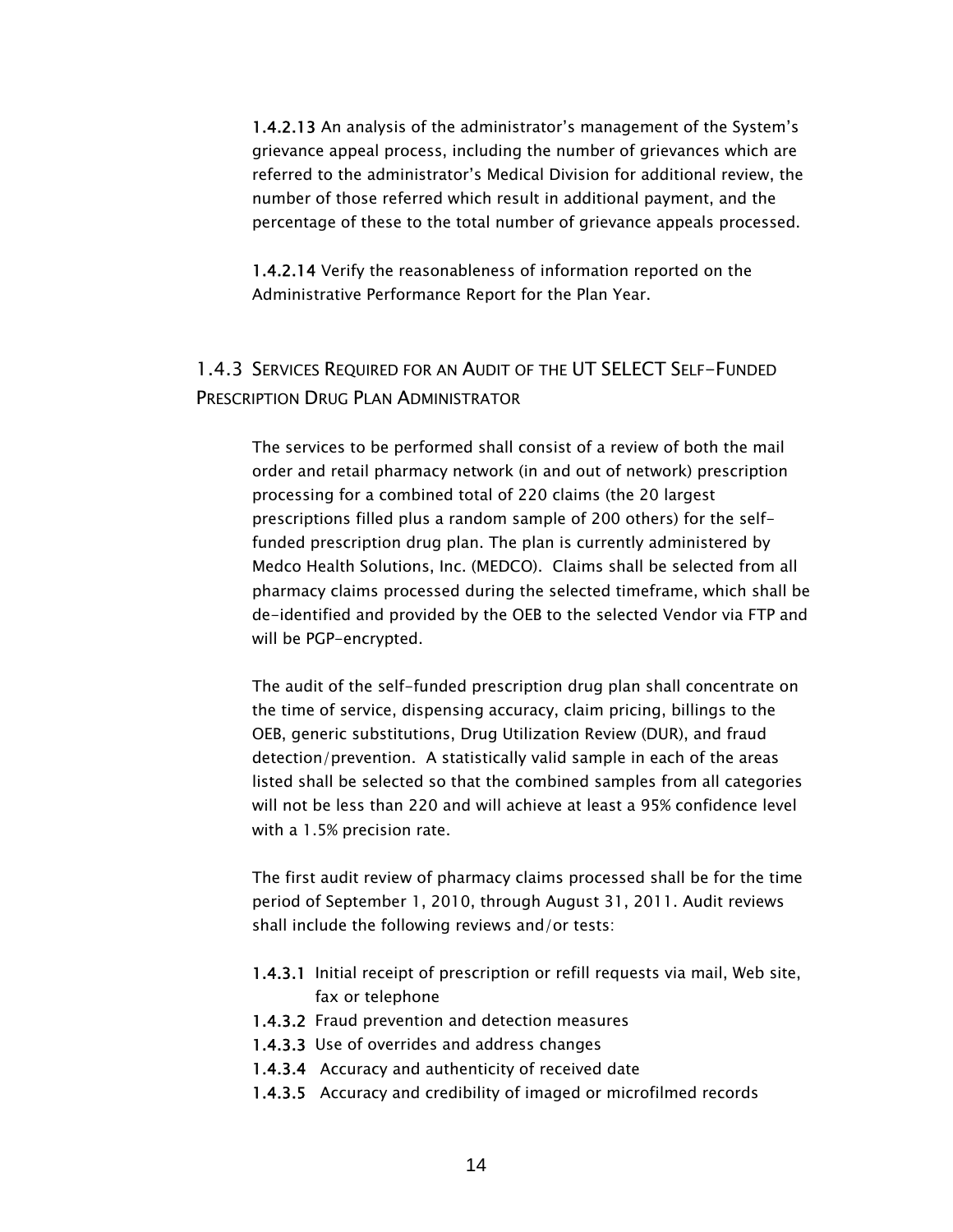**1.4.2.13** An analysis of the administrator's management of the System's grievance appeal process, including the number of grievances which are referred to the administrator's Medical Division for additional review, the number of those referred which result in additional payment, and the percentage of these to the total number of grievance appeals processed.

**1.4.2.14** Verify the reasonableness of information reported on the Administrative Performance Report for the Plan Year.

### 1.4.3 Services Required for an Audit of the UT SELECT Self-Funded Prescription Drug Plan Administrator

The services to be performed shall consist of a review of both the mail order and retail pharmacy network (in and out of network) prescription processing for a combined total of 220 claims (the 20 largest prescriptions filled plus a random sample of 200 others) for the self-funded prescription drug plan. The plan is currently administered by Medco Health Solutions, Inc. (MEDCO). Claims shall be selected from all pharmacy claims processed during the selected timeframe, which shall be de-identified and provided by the OEB to the selected Vendor via FTP and will be PGP-encrypted.

The audit of the self-funded prescription drug plan shall concentrate on the time of service, dispensing accuracy, claim pricing, billings to the OEB, generic substitutions, Drug Utilization Review (DUR), and fraud detection/prevention. A statistically valid sample in each of the areas listed shall be selected so that the combined samples from all categories will not be less than 220 and will achieve at least a 95% confidence level with a 1.5% precision rate.

The first audit review of pharmacy claims processed shall be for the time period of September 1, 2010, through August 31, 2011. Audit reviews shall include the following reviews and/or tests:

**1.4.3.1** Initial receipt of prescription or refill requests via mail, Web site, fax or telephone
**1.4.3.2** Fraud prevention and detection measures
**1.4.3.3** Use of overrides and address changes
**1.4.3.4** Accuracy and authenticity of received date
**1.4.3.5** Accuracy and credibility of imaged or microfilmed records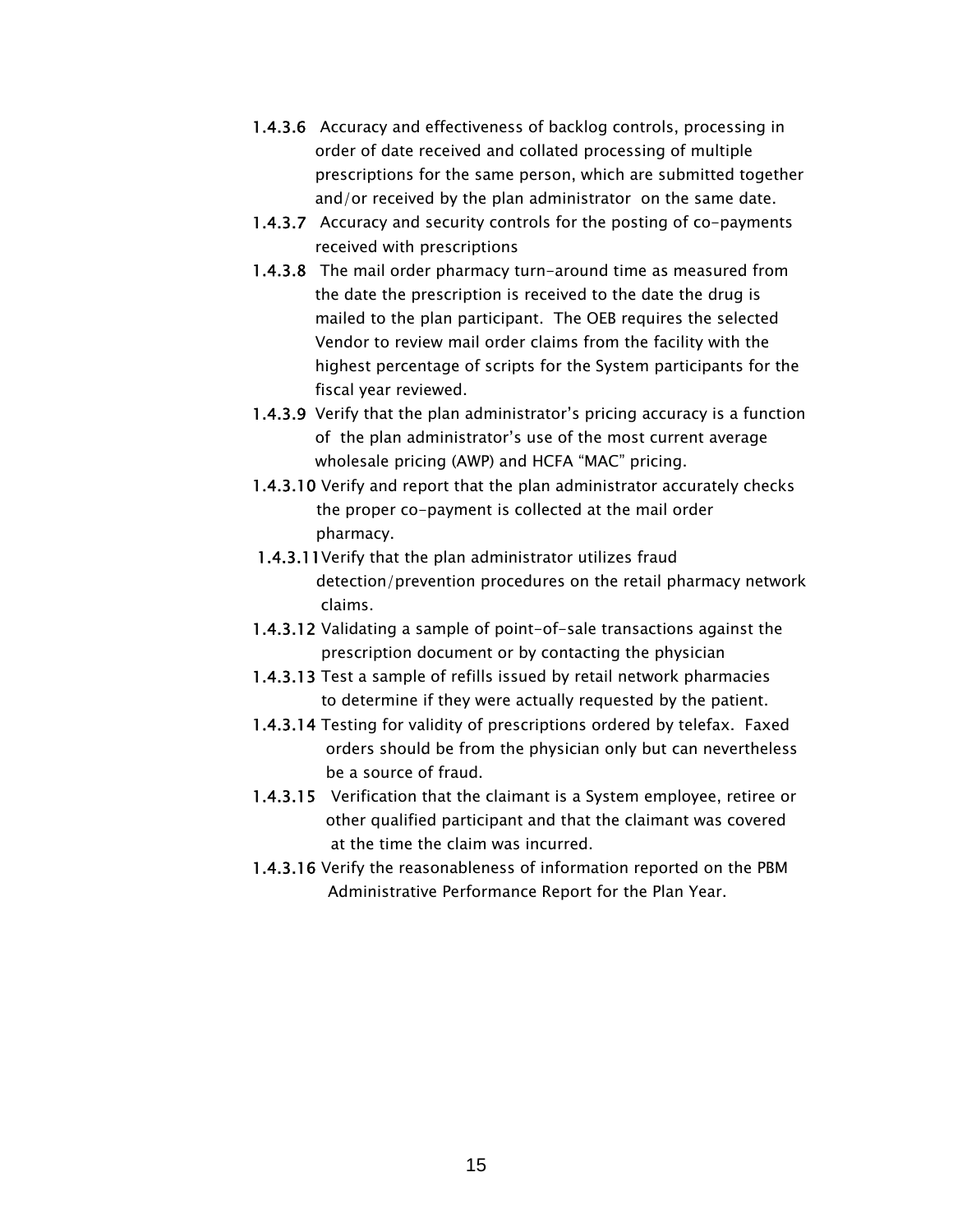**1.4.3.6** Accuracy and effectiveness of backlog controls, processing in order of date received and collated processing of multiple prescriptions for the same person, which are submitted together and/or received by the plan administrator on the same date.

**1.4.3.7** Accuracy and security controls for the posting of co-payments received with prescriptions

**1.4.3.8** The mail order pharmacy turn-around time as measured from the date the prescription is received to the date the drug is mailed to the plan participant. The OEB requires the selected Vendor to review mail order claims from the facility with the highest percentage of scripts for the System participants for the fiscal year reviewed.

**1.4.3.9** Verify that the plan administrator's pricing accuracy is a function of the plan administrator's use of the most current average wholesale pricing (AWP) and HCFA "MAC" pricing.

**1.4.3.10** Verify and report that the plan administrator accurately checks the proper co-payment is collected at the mail order pharmacy.

**1.4.3.11** Verify that the plan administrator utilizes fraud detection/prevention procedures on the retail pharmacy network claims.

**1.4.3.12** Validating a sample of point-of-sale transactions against the prescription document or by contacting the physician

**1.4.3.13** Test a sample of refills issued by retail network pharmacies to determine if they were actually requested by the patient.

**1.4.3.14** Testing for validity of prescriptions ordered by telefax. Faxed orders should be from the physician only but can nevertheless be a source of fraud.

**1.4.3.15** Verification that the claimant is a System employee, retiree or other qualified participant and that the claimant was covered at the time the claim was incurred.

**1.4.3.16** Verify the reasonableness of information reported on the PBM Administrative Performance Report for the Plan Year.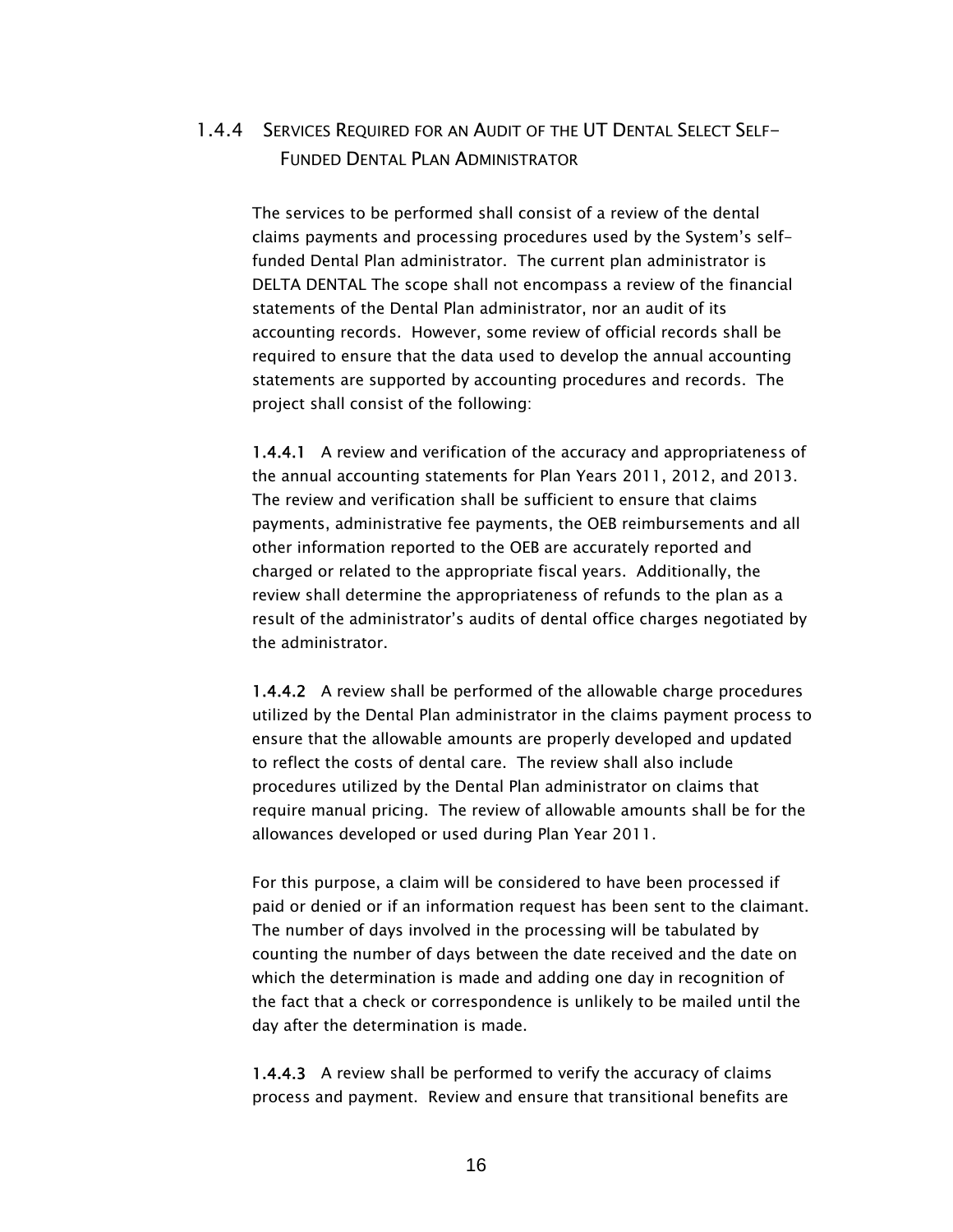### 1.4.4 Services Required for an Audit of the UT Dental Select Self-Funded Dental Plan Administrator

The services to be performed shall consist of a review of the dental claims payments and processing procedures used by the System's self-funded Dental Plan administrator. The current plan administrator is DELTA DENTAL The scope shall not encompass a review of the financial statements of the Dental Plan administrator, nor an audit of its accounting records. However, some review of official records shall be required to ensure that the data used to develop the annual accounting statements are supported by accounting procedures and records. The project shall consist of the following:

**1.4.4.1** A review and verification of the accuracy and appropriateness of the annual accounting statements for Plan Years 2011, 2012, and 2013. The review and verification shall be sufficient to ensure that claims payments, administrative fee payments, the OEB reimbursements and all other information reported to the OEB are accurately reported and charged or related to the appropriate fiscal years. Additionally, the review shall determine the appropriateness of refunds to the plan as a result of the administrator's audits of dental office charges negotiated by the administrator.

**1.4.4.2** A review shall be performed of the allowable charge procedures utilized by the Dental Plan administrator in the claims payment process to ensure that the allowable amounts are properly developed and updated to reflect the costs of dental care. The review shall also include procedures utilized by the Dental Plan administrator on claims that require manual pricing. The review of allowable amounts shall be for the allowances developed or used during Plan Year 2011.

For this purpose, a claim will be considered to have been processed if paid or denied or if an information request has been sent to the claimant. The number of days involved in the processing will be tabulated by counting the number of days between the date received and the date on which the determination is made and adding one day in recognition of the fact that a check or correspondence is unlikely to be mailed until the day after the determination is made.

**1.4.4.3** A review shall be performed to verify the accuracy of claims process and payment. Review and ensure that transitional benefits are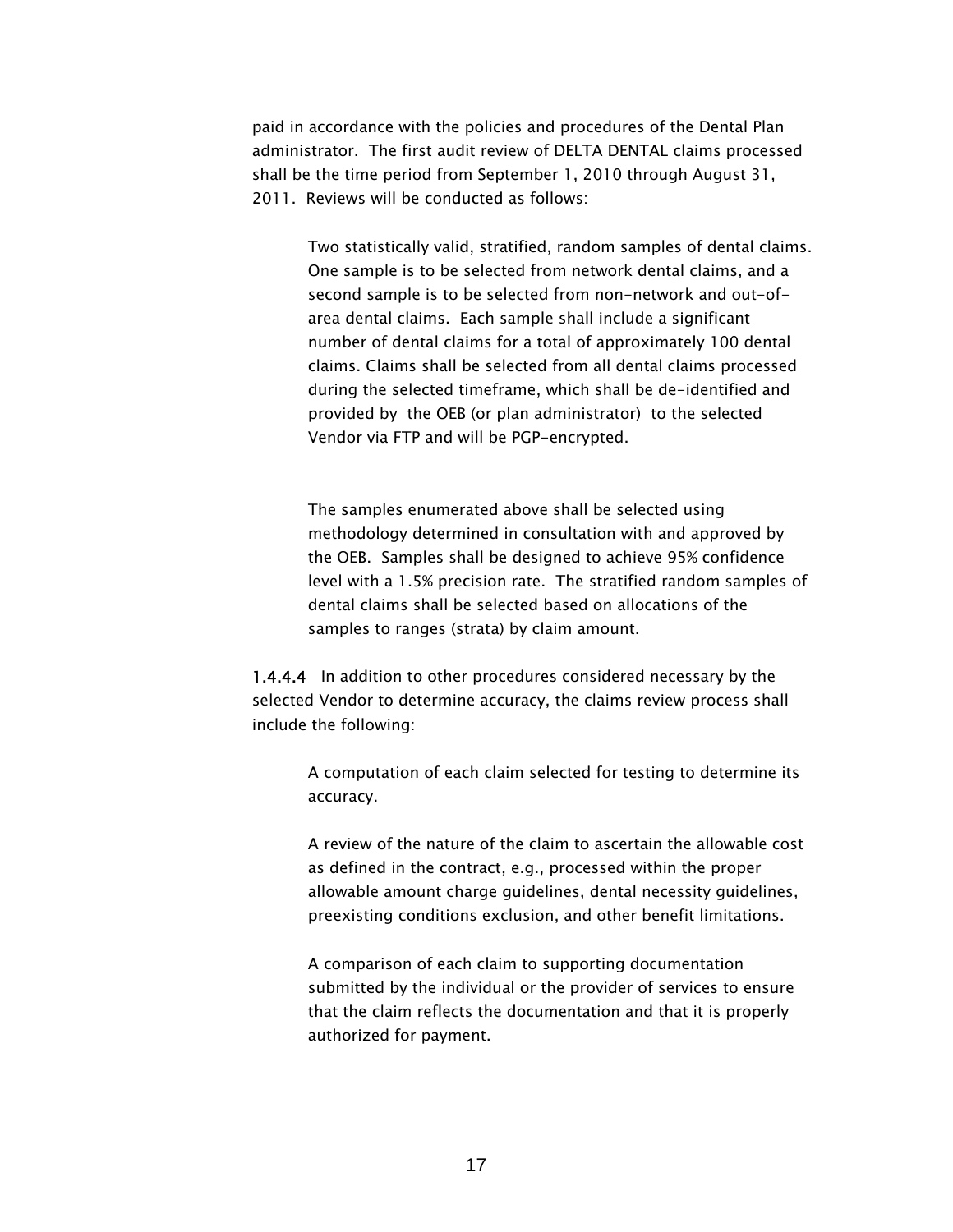paid in accordance with the policies and procedures of the Dental Plan administrator. The first audit review of DELTA DENTAL claims processed shall be the time period from September 1, 2010 through August 31, 2011. Reviews will be conducted as follows:

> Two statistically valid, stratified, random samples of dental claims. One sample is to be selected from network dental claims, and a second sample is to be selected from non-network and out-of-area dental claims. Each sample shall include a significant number of dental claims for a total of approximately 100 dental claims. Claims shall be selected from all dental claims processed during the selected timeframe, which shall be de-identified and provided by the OEB (or plan administrator) to the selected Vendor via FTP and will be PGP-encrypted.
>
> The samples enumerated above shall be selected using methodology determined in consultation with and approved by the OEB. Samples shall be designed to achieve 95% confidence level with a 1.5% precision rate. The stratified random samples of dental claims shall be selected based on allocations of the samples to ranges (strata) by claim amount.

**1.4.4.4** In addition to other procedures considered necessary by the selected Vendor to determine accuracy, the claims review process shall include the following:

> A computation of each claim selected for testing to determine its accuracy.
>
> A review of the nature of the claim to ascertain the allowable cost as defined in the contract, e.g., processed within the proper allowable amount charge guidelines, dental necessity guidelines, preexisting conditions exclusion, and other benefit limitations.
>
> A comparison of each claim to supporting documentation submitted by the individual or the provider of services to ensure that the claim reflects the documentation and that it is properly authorized for payment.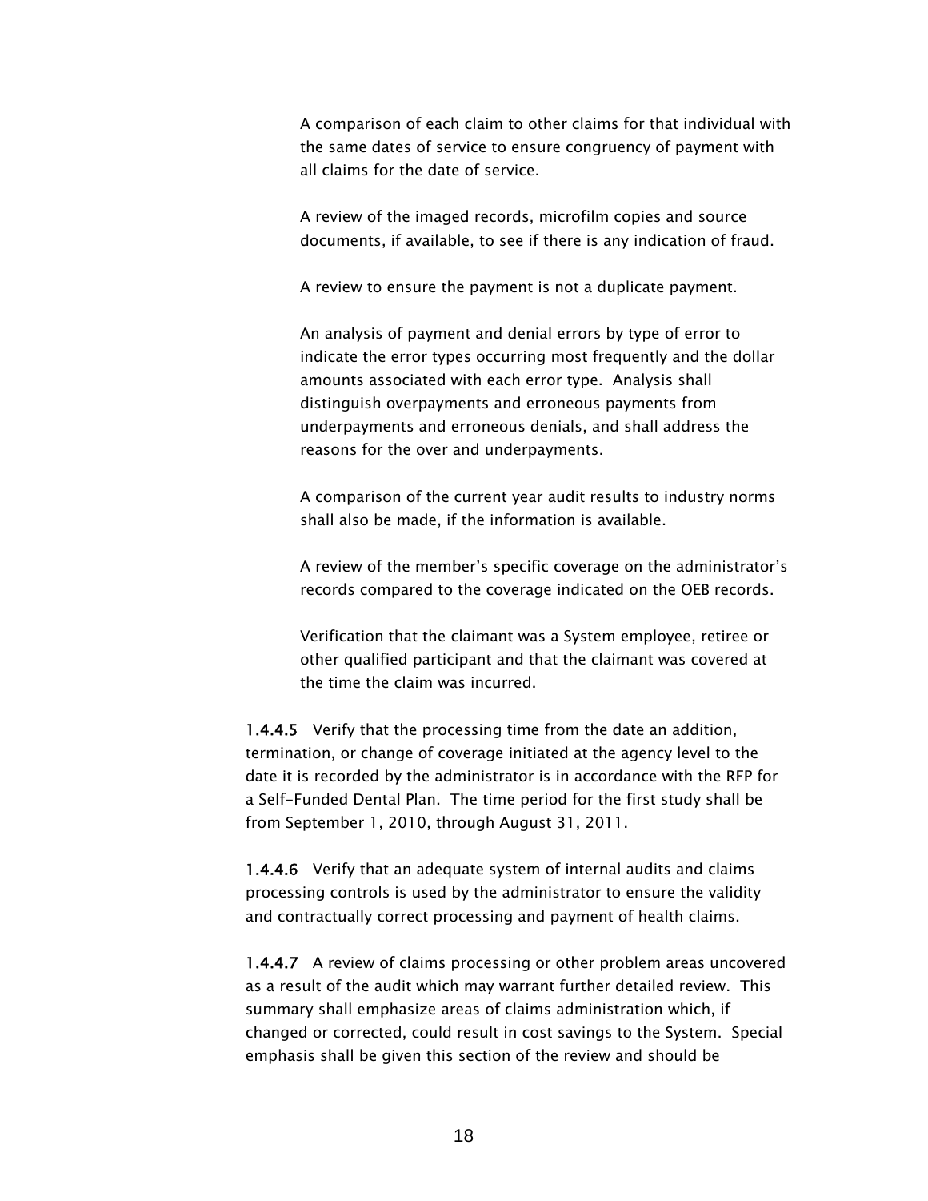A comparison of each claim to other claims for that individual with the same dates of service to ensure congruency of payment with all claims for the date of service.

A review of the imaged records, microfilm copies and source documents, if available, to see if there is any indication of fraud.

A review to ensure the payment is not a duplicate payment.

An analysis of payment and denial errors by type of error to indicate the error types occurring most frequently and the dollar amounts associated with each error type. Analysis shall distinguish overpayments and erroneous payments from underpayments and erroneous denials, and shall address the reasons for the over and underpayments.

A comparison of the current year audit results to industry norms shall also be made, if the information is available.

A review of the member's specific coverage on the administrator's records compared to the coverage indicated on the OEB records.

Verification that the claimant was a System employee, retiree or other qualified participant and that the claimant was covered at the time the claim was incurred.

**1.4.4.5** Verify that the processing time from the date an addition, termination, or change of coverage initiated at the agency level to the date it is recorded by the administrator is in accordance with the RFP for a Self-Funded Dental Plan. The time period for the first study shall be from September 1, 2010, through August 31, 2011.

**1.4.4.6** Verify that an adequate system of internal audits and claims processing controls is used by the administrator to ensure the validity and contractually correct processing and payment of health claims.

**1.4.4.7** A review of claims processing or other problem areas uncovered as a result of the audit which may warrant further detailed review. This summary shall emphasize areas of claims administration which, if changed or corrected, could result in cost savings to the System. Special emphasis shall be given this section of the review and should be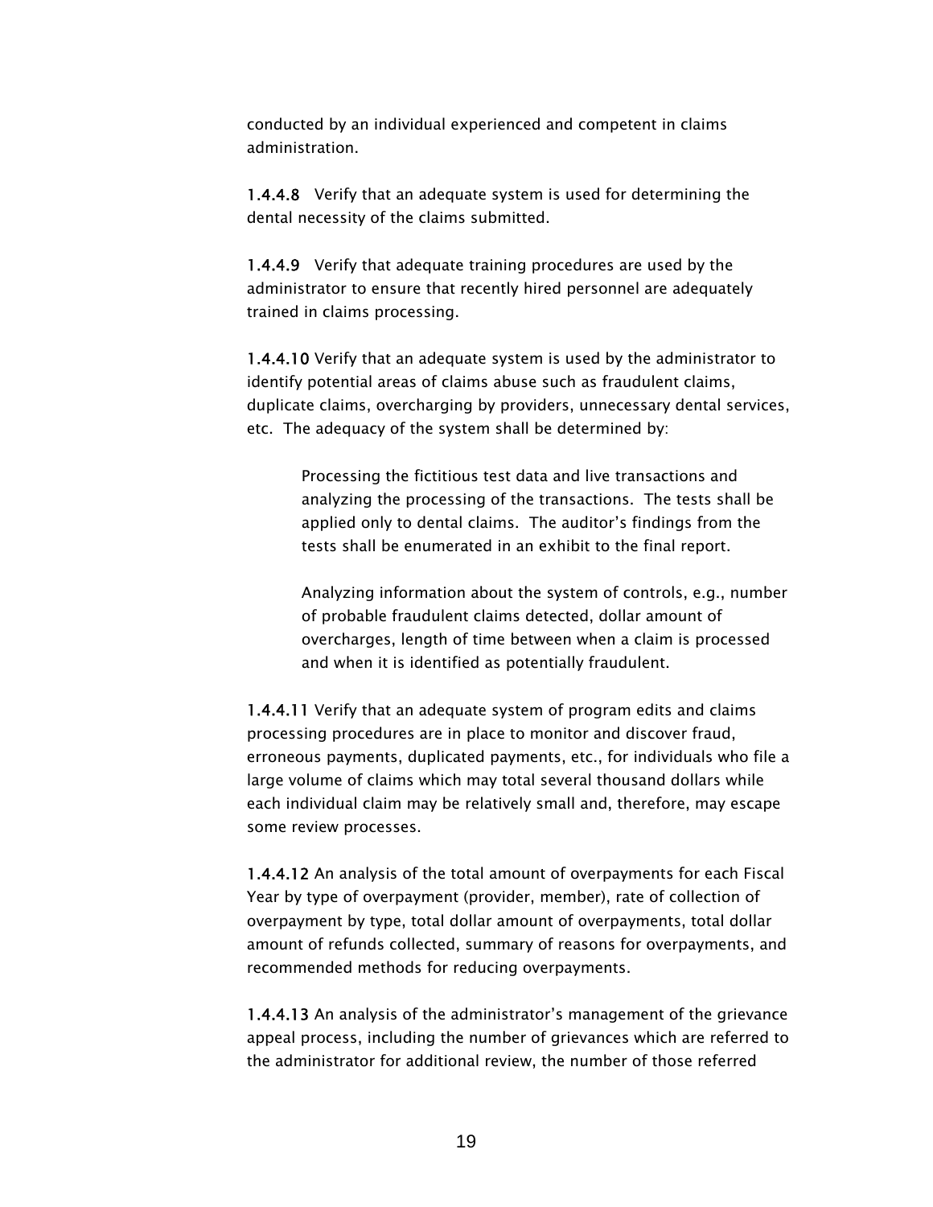conducted by an individual experienced and competent in claims administration.

**1.4.4.8** Verify that an adequate system is used for determining the dental necessity of the claims submitted.

**1.4.4.9** Verify that adequate training procedures are used by the administrator to ensure that recently hired personnel are adequately trained in claims processing.

**1.4.4.10** Verify that an adequate system is used by the administrator to identify potential areas of claims abuse such as fraudulent claims, duplicate claims, overcharging by providers, unnecessary dental services, etc. The adequacy of the system shall be determined by:

> Processing the fictitious test data and live transactions and analyzing the processing of the transactions. The tests shall be applied only to dental claims. The auditor's findings from the tests shall be enumerated in an exhibit to the final report.
>
> Analyzing information about the system of controls, e.g., number of probable fraudulent claims detected, dollar amount of overcharges, length of time between when a claim is processed and when it is identified as potentially fraudulent.

**1.4.4.11** Verify that an adequate system of program edits and claims processing procedures are in place to monitor and discover fraud, erroneous payments, duplicated payments, etc., for individuals who file a large volume of claims which may total several thousand dollars while each individual claim may be relatively small and, therefore, may escape some review processes.

**1.4.4.12** An analysis of the total amount of overpayments for each Fiscal Year by type of overpayment (provider, member), rate of collection of overpayment by type, total dollar amount of overpayments, total dollar amount of refunds collected, summary of reasons for overpayments, and recommended methods for reducing overpayments.

**1.4.4.13** An analysis of the administrator's management of the grievance appeal process, including the number of grievances which are referred to the administrator for additional review, the number of those referred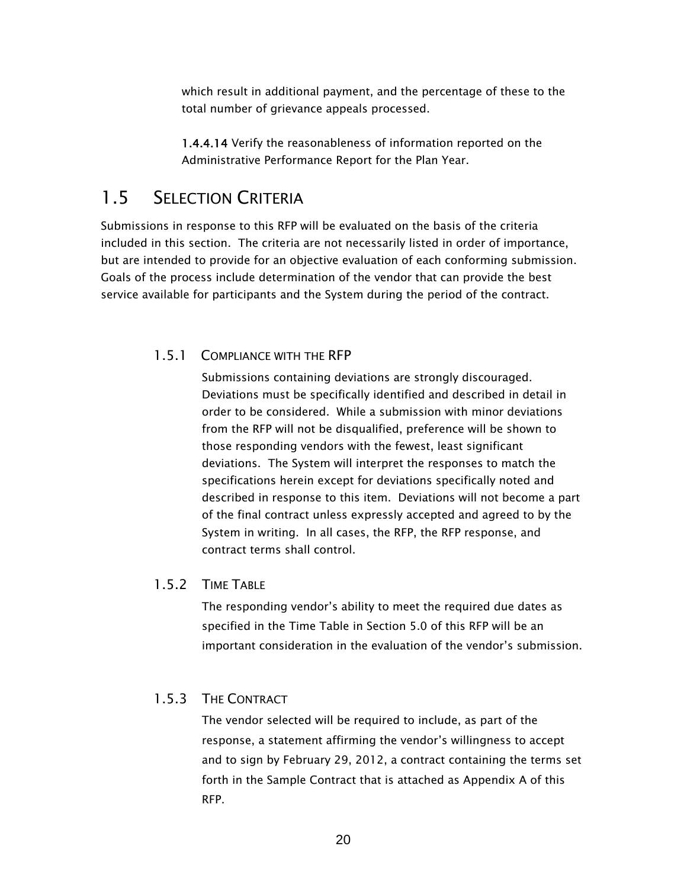which result in additional payment, and the percentage of these to the total number of grievance appeals processed.

**1.4.4.14** Verify the reasonableness of information reported on the Administrative Performance Report for the Plan Year.

## 1.5 Selection Criteria

Submissions in response to this RFP will be evaluated on the basis of the criteria included in this section. The criteria are not necessarily listed in order of importance, but are intended to provide for an objective evaluation of each conforming submission. Goals of the process include determination of the vendor that can provide the best service available for participants and the System during the period of the contract.

### 1.5.1 Compliance with the RFP

Submissions containing deviations are strongly discouraged. Deviations must be specifically identified and described in detail in order to be considered. While a submission with minor deviations from the RFP will not be disqualified, preference will be shown to those responding vendors with the fewest, least significant deviations. The System will interpret the responses to match the specifications herein except for deviations specifically noted and described in response to this item. Deviations will not become a part of the final contract unless expressly accepted and agreed to by the System in writing. In all cases, the RFP, the RFP response, and contract terms shall control.

### 1.5.2 Time Table

The responding vendor's ability to meet the required due dates as specified in the Time Table in Section 5.0 of this RFP will be an important consideration in the evaluation of the vendor's submission.

### 1.5.3 The Contract

The vendor selected will be required to include, as part of the response, a statement affirming the vendor's willingness to accept and to sign by February 29, 2012, a contract containing the terms set forth in the Sample Contract that is attached as Appendix A of this RFP.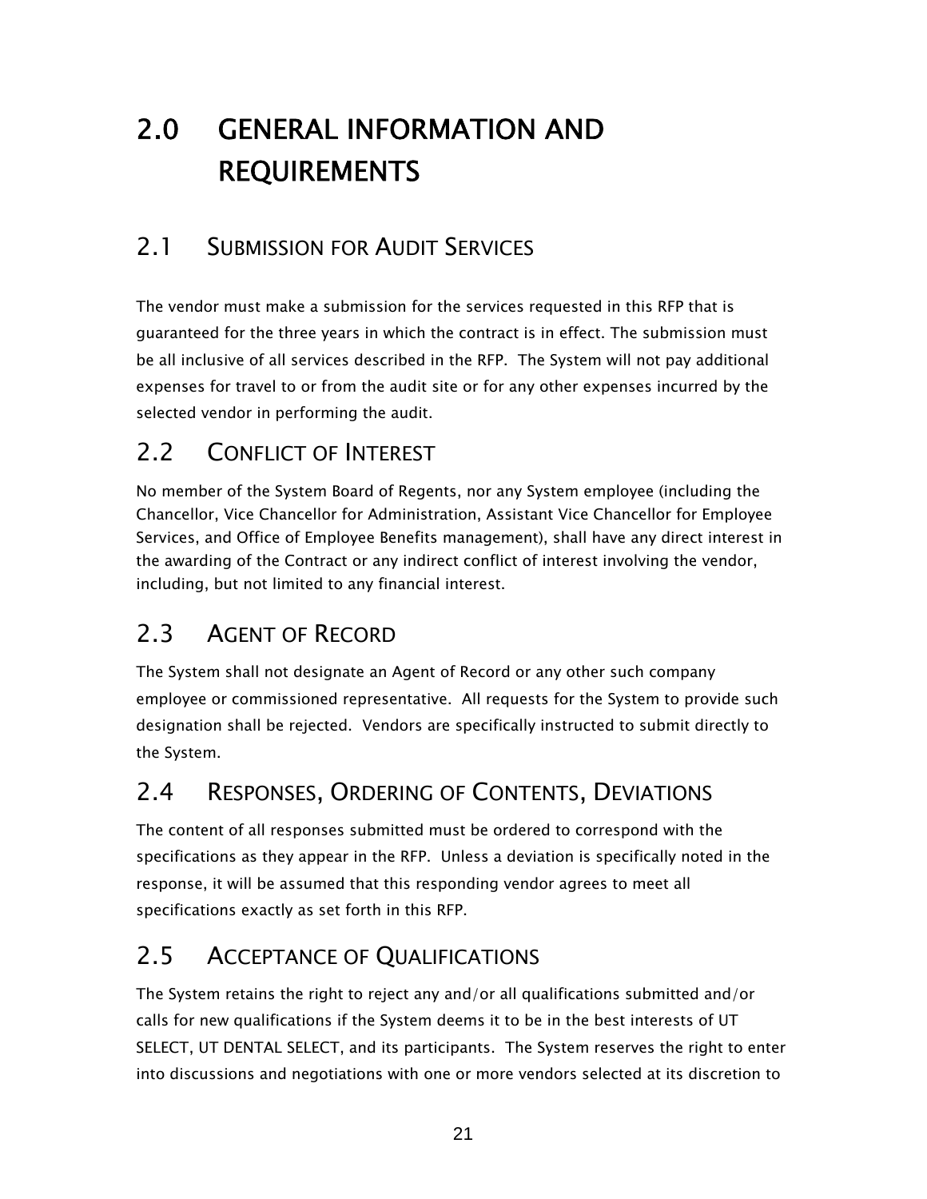# 2.0 GENERAL INFORMATION AND REQUIREMENTS

## 2.1 SUBMISSION FOR AUDIT SERVICES

The vendor must make a submission for the services requested in this RFP that is guaranteed for the three years in which the contract is in effect. The submission must be all inclusive of all services described in the RFP. The System will not pay additional expenses for travel to or from the audit site or for any other expenses incurred by the selected vendor in performing the audit.

## 2.2 CONFLICT OF INTEREST

No member of the System Board of Regents, nor any System employee (including the Chancellor, Vice Chancellor for Administration, Assistant Vice Chancellor for Employee Services, and Office of Employee Benefits management), shall have any direct interest in the awarding of the Contract or any indirect conflict of interest involving the vendor, including, but not limited to any financial interest.

## 2.3 AGENT OF RECORD

The System shall not designate an Agent of Record or any other such company employee or commissioned representative. All requests for the System to provide such designation shall be rejected. Vendors are specifically instructed to submit directly to the System.

## 2.4 RESPONSES, ORDERING OF CONTENTS, DEVIATIONS

The content of all responses submitted must be ordered to correspond with the specifications as they appear in the RFP. Unless a deviation is specifically noted in the response, it will be assumed that this responding vendor agrees to meet all specifications exactly as set forth in this RFP.

## 2.5 ACCEPTANCE OF QUALIFICATIONS

The System retains the right to reject any and/or all qualifications submitted and/or calls for new qualifications if the System deems it to be in the best interests of UT SELECT, UT DENTAL SELECT, and its participants. The System reserves the right to enter into discussions and negotiations with one or more vendors selected at its discretion to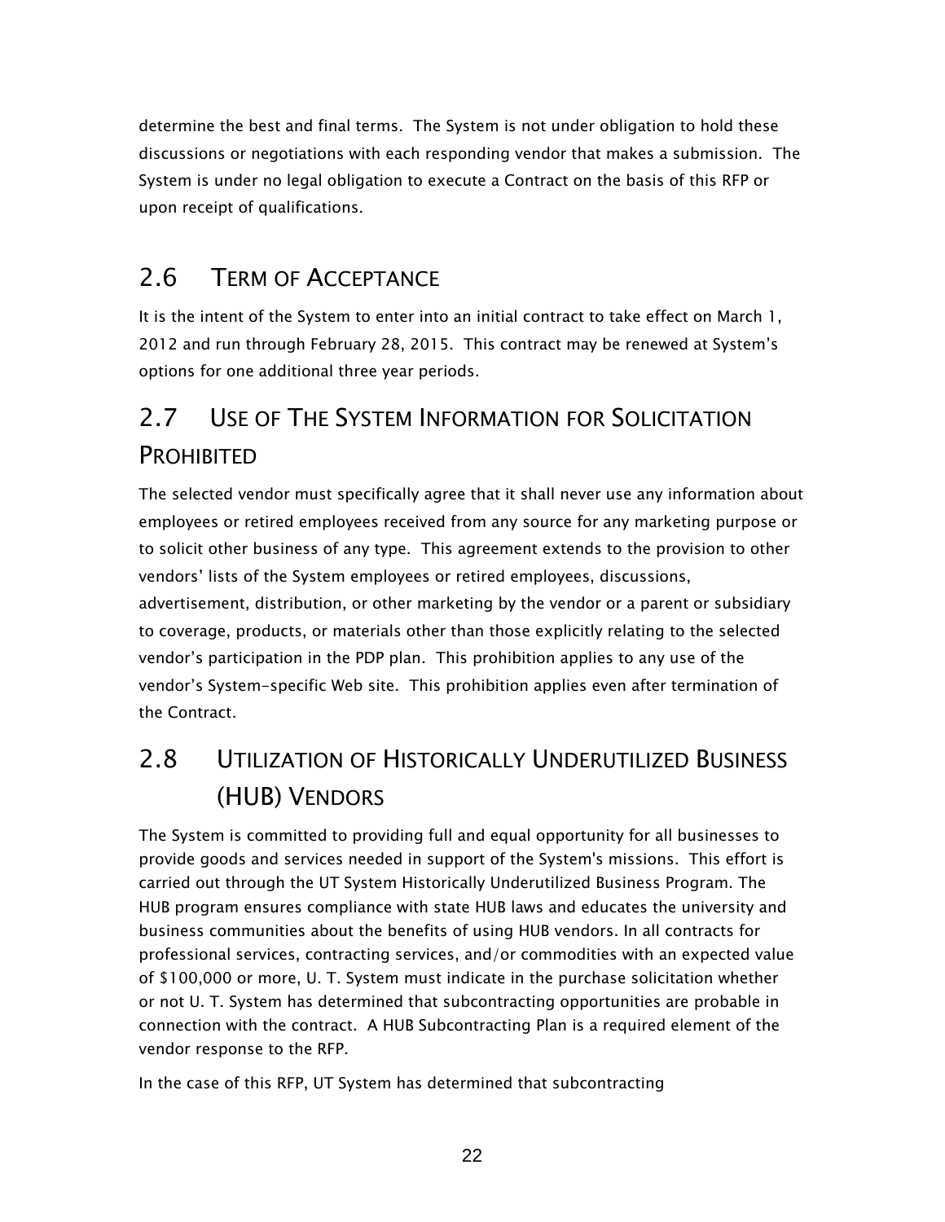determine the best and final terms. The System is not under obligation to hold these discussions or negotiations with each responding vendor that makes a submission. The System is under no legal obligation to execute a Contract on the basis of this RFP or upon receipt of qualifications.

## 2.6 Term of Acceptance

It is the intent of the System to enter into an initial contract to take effect on March 1, 2012 and run through February 28, 2015. This contract may be renewed at System's options for one additional three year periods.

## 2.7 Use of The System Information for Solicitation Prohibited

The selected vendor must specifically agree that it shall never use any information about employees or retired employees received from any source for any marketing purpose or to solicit other business of any type. This agreement extends to the provision to other vendors' lists of the System employees or retired employees, discussions, advertisement, distribution, or other marketing by the vendor or a parent or subsidiary to coverage, products, or materials other than those explicitly relating to the selected vendor's participation in the PDP plan. This prohibition applies to any use of the vendor's System-specific Web site. This prohibition applies even after termination of the Contract.

## 2.8 Utilization of Historically Underutilized Business (HUB) Vendors

The System is committed to providing full and equal opportunity for all businesses to provide goods and services needed in support of the System's missions. This effort is carried out through the UT System Historically Underutilized Business Program. The HUB program ensures compliance with state HUB laws and educates the university and business communities about the benefits of using HUB vendors. In all contracts for professional services, contracting services, and/or commodities with an expected value of $100,000 or more, U. T. System must indicate in the purchase solicitation whether or not U. T. System has determined that subcontracting opportunities are probable in connection with the contract. A HUB Subcontracting Plan is a required element of the vendor response to the RFP.

In the case of this RFP, UT System has determined that subcontracting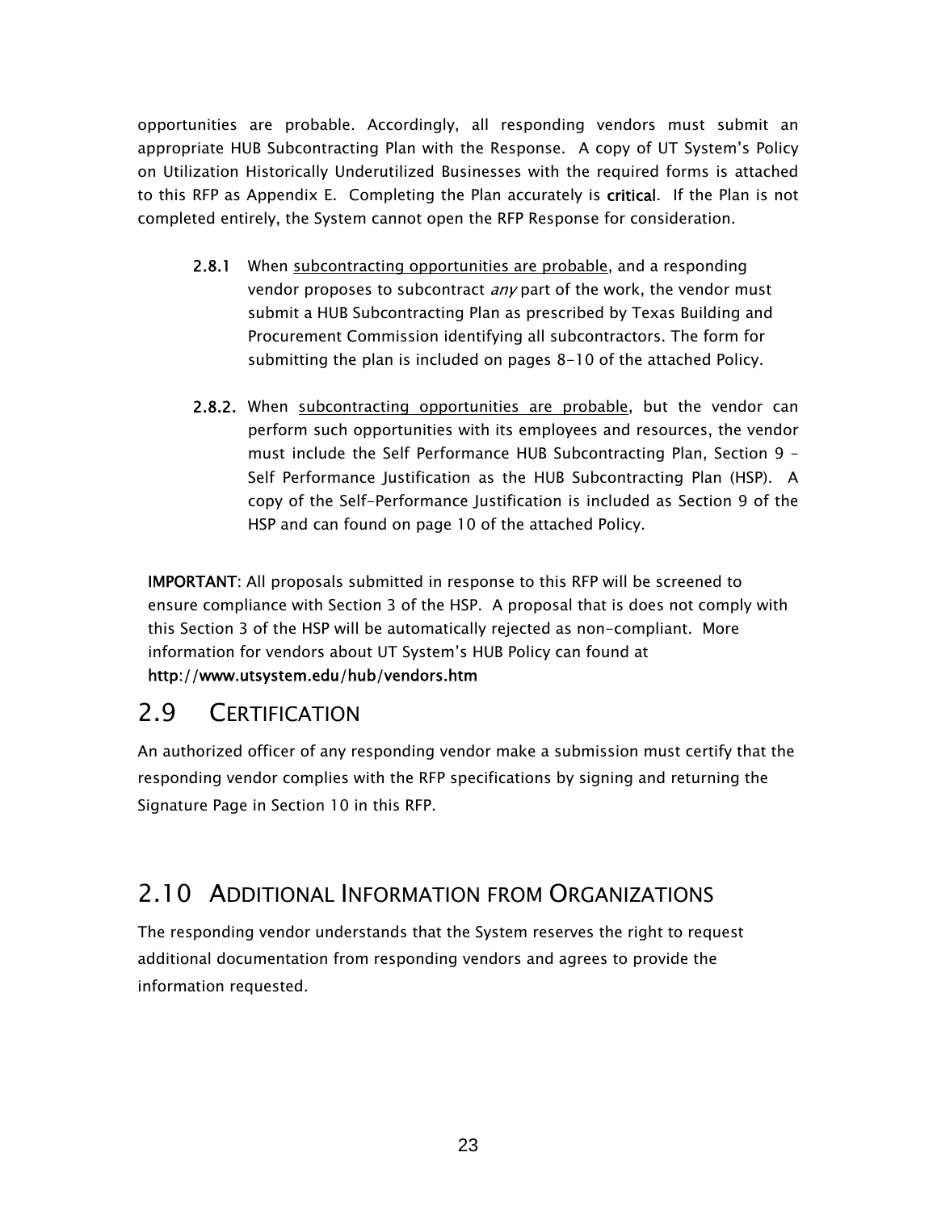opportunities are probable. Accordingly, all responding vendors must submit an appropriate HUB Subcontracting Plan with the Response. A copy of UT System's Policy on Utilization Historically Underutilized Businesses with the required forms is attached to this RFP as Appendix E. Completing the Plan accurately is **critical**. If the Plan is not completed entirely, the System cannot open the RFP Response for consideration.

> **2.8.1** When <u>subcontracting opportunities are probable</u>, and a responding vendor proposes to subcontract *any* part of the work, the vendor must submit a HUB Subcontracting Plan as prescribed by Texas Building and Procurement Commission identifying all subcontractors. The form for submitting the plan is included on pages 8-10 of the attached Policy.

> **2.8.2.** When <u>subcontracting opportunities are probable</u>, but the vendor can perform such opportunities with its employees and resources, the vendor must include the Self Performance HUB Subcontracting Plan, Section 9 – Self Performance Justification as the HUB Subcontracting Plan (HSP). A copy of the Self-Performance Justification is included as Section 9 of the HSP and can found on page 10 of the attached Policy.

**IMPORTANT**: All proposals submitted in response to this RFP will be screened to ensure compliance with Section 3 of the HSP. A proposal that is does not comply with this Section 3 of the HSP will be automatically rejected as non-compliant. More information for vendors about UT System's HUB Policy can found at **http://www.utsystem.edu/hub/vendors.htm**

## 2.9 CERTIFICATION

An authorized officer of any responding vendor make a submission must certify that the responding vendor complies with the RFP specifications by signing and returning the Signature Page in Section 10 in this RFP.

## 2.10 ADDITIONAL INFORMATION FROM ORGANIZATIONS

The responding vendor understands that the System reserves the right to request additional documentation from responding vendors and agrees to provide the information requested.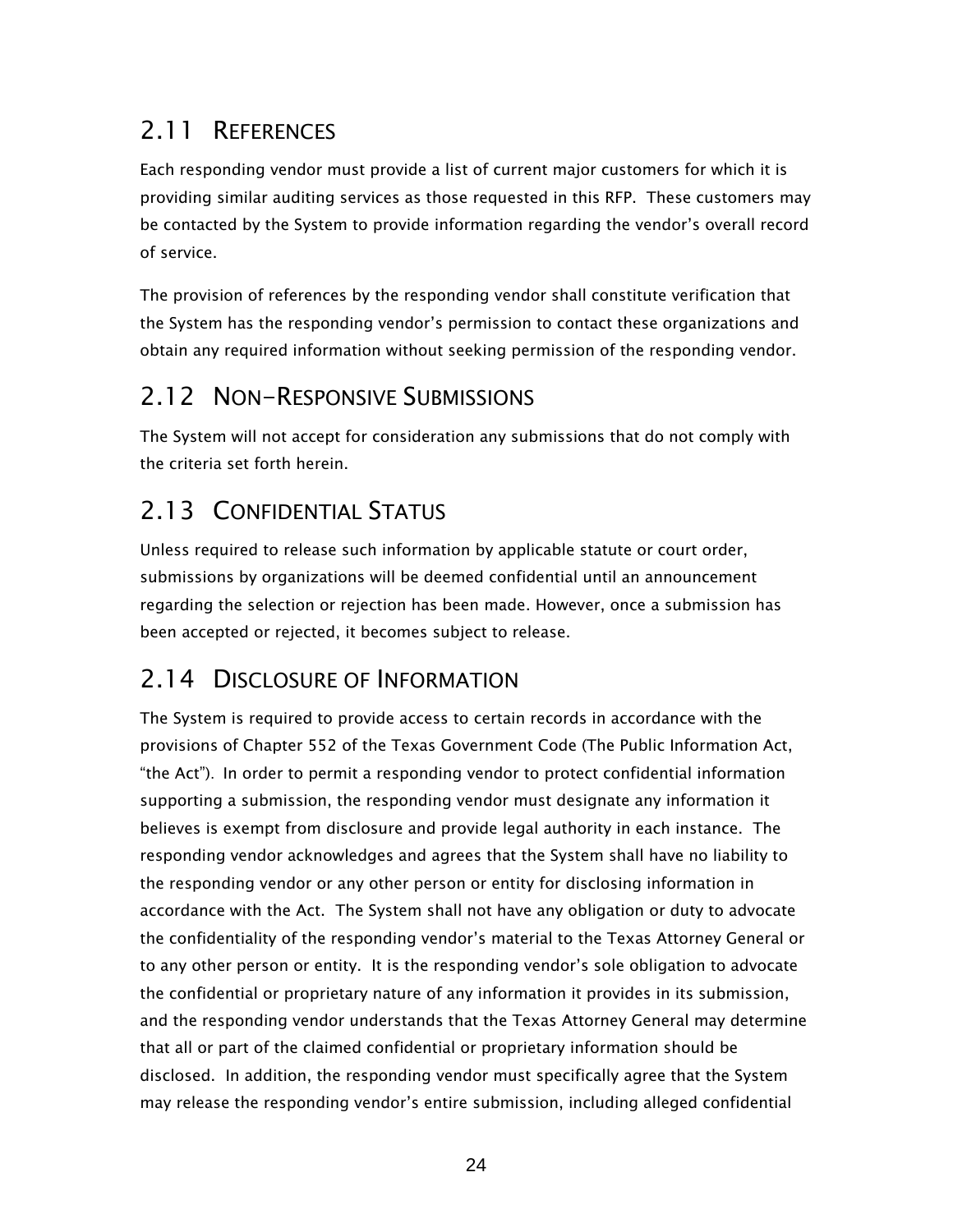## 2.11 References

Each responding vendor must provide a list of current major customers for which it is providing similar auditing services as those requested in this RFP. These customers may be contacted by the System to provide information regarding the vendor's overall record of service.

The provision of references by the responding vendor shall constitute verification that the System has the responding vendor's permission to contact these organizations and obtain any required information without seeking permission of the responding vendor.

## 2.12 Non-Responsive Submissions

The System will not accept for consideration any submissions that do not comply with the criteria set forth herein.

## 2.13 Confidential Status

Unless required to release such information by applicable statute or court order, submissions by organizations will be deemed confidential until an announcement regarding the selection or rejection has been made. However, once a submission has been accepted or rejected, it becomes subject to release.

## 2.14 Disclosure of Information

The System is required to provide access to certain records in accordance with the provisions of Chapter 552 of the Texas Government Code (The Public Information Act, "the Act"). In order to permit a responding vendor to protect confidential information supporting a submission, the responding vendor must designate any information it believes is exempt from disclosure and provide legal authority in each instance. The responding vendor acknowledges and agrees that the System shall have no liability to the responding vendor or any other person or entity for disclosing information in accordance with the Act. The System shall not have any obligation or duty to advocate the confidentiality of the responding vendor's material to the Texas Attorney General or to any other person or entity. It is the responding vendor's sole obligation to advocate the confidential or proprietary nature of any information it provides in its submission, and the responding vendor understands that the Texas Attorney General may determine that all or part of the claimed confidential or proprietary information should be disclosed. In addition, the responding vendor must specifically agree that the System may release the responding vendor's entire submission, including alleged confidential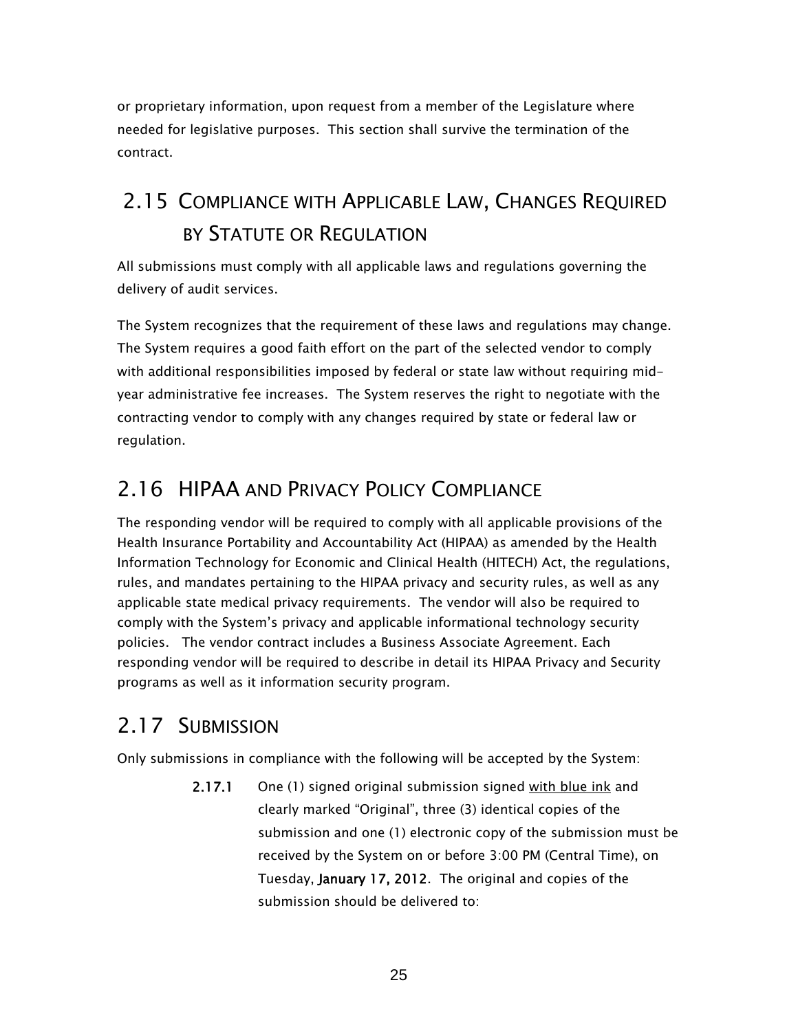or proprietary information, upon request from a member of the Legislature where needed for legislative purposes. This section shall survive the termination of the contract.

## 2.15 Compliance with Applicable Law, Changes Required by Statute or Regulation

All submissions must comply with all applicable laws and regulations governing the delivery of audit services.

The System recognizes that the requirement of these laws and regulations may change. The System requires a good faith effort on the part of the selected vendor to comply with additional responsibilities imposed by federal or state law without requiring mid-year administrative fee increases. The System reserves the right to negotiate with the contracting vendor to comply with any changes required by state or federal law or regulation.

## 2.16 HIPAA and Privacy Policy Compliance

The responding vendor will be required to comply with all applicable provisions of the Health Insurance Portability and Accountability Act (HIPAA) as amended by the Health Information Technology for Economic and Clinical Health (HITECH) Act, the regulations, rules, and mandates pertaining to the HIPAA privacy and security rules, as well as any applicable state medical privacy requirements. The vendor will also be required to comply with the System's privacy and applicable informational technology security policies. The vendor contract includes a Business Associate Agreement. Each responding vendor will be required to describe in detail its HIPAA Privacy and Security programs as well as it information security program.

## 2.17 Submission

Only submissions in compliance with the following will be accepted by the System:

**2.17.1** One (1) signed original submission signed with blue ink and clearly marked "Original", three (3) identical copies of the submission and one (1) electronic copy of the submission must be received by the System on or before 3:00 PM (Central Time), on Tuesday, **January 17, 2012**. The original and copies of the submission should be delivered to: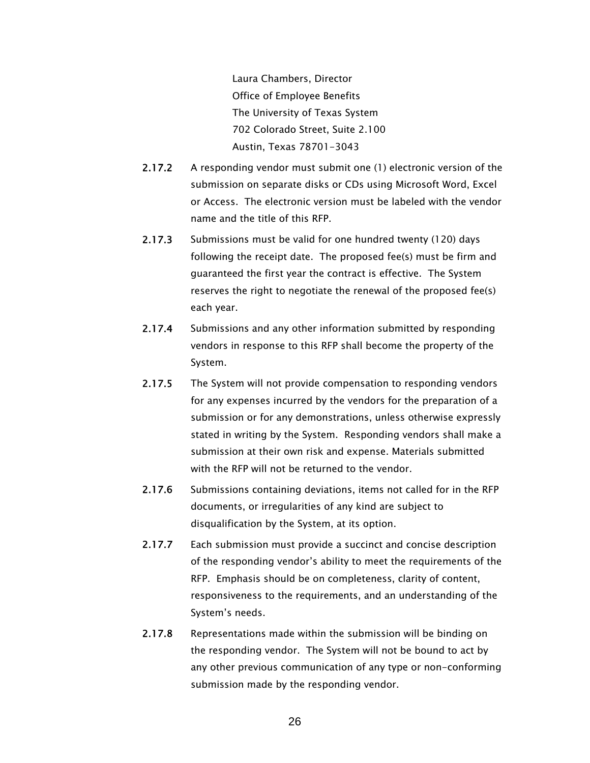Laura Chambers, Director
Office of Employee Benefits
The University of Texas System
702 Colorado Street, Suite 2.100
Austin, Texas 78701-3043

**2.17.2** A responding vendor must submit one (1) electronic version of the submission on separate disks or CDs using Microsoft Word, Excel or Access. The electronic version must be labeled with the vendor name and the title of this RFP.

**2.17.3** Submissions must be valid for one hundred twenty (120) days following the receipt date. The proposed fee(s) must be firm and guaranteed the first year the contract is effective. The System reserves the right to negotiate the renewal of the proposed fee(s) each year.

**2.17.4** Submissions and any other information submitted by responding vendors in response to this RFP shall become the property of the System.

**2.17.5** The System will not provide compensation to responding vendors for any expenses incurred by the vendors for the preparation of a submission or for any demonstrations, unless otherwise expressly stated in writing by the System. Responding vendors shall make a submission at their own risk and expense. Materials submitted with the RFP will not be returned to the vendor.

**2.17.6** Submissions containing deviations, items not called for in the RFP documents, or irregularities of any kind are subject to disqualification by the System, at its option.

**2.17.7** Each submission must provide a succinct and concise description of the responding vendor's ability to meet the requirements of the RFP. Emphasis should be on completeness, clarity of content, responsiveness to the requirements, and an understanding of the System's needs.

**2.17.8** Representations made within the submission will be binding on the responding vendor. The System will not be bound to act by any other previous communication of any type or non-conforming submission made by the responding vendor.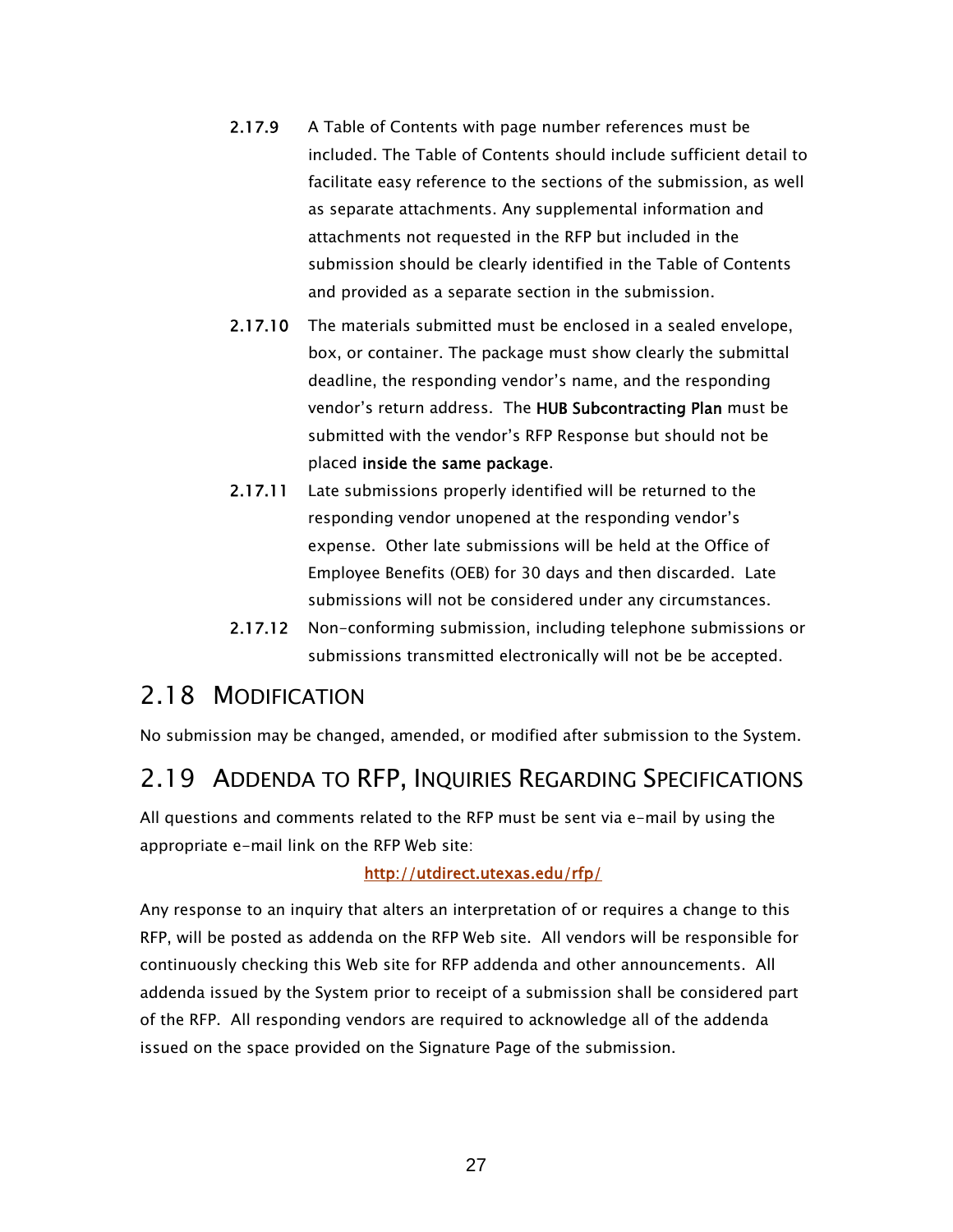2.17.9 A Table of Contents with page number references must be included. The Table of Contents should include sufficient detail to facilitate easy reference to the sections of the submission, as well as separate attachments. Any supplemental information and attachments not requested in the RFP but included in the submission should be clearly identified in the Table of Contents and provided as a separate section in the submission.

2.17.10 The materials submitted must be enclosed in a sealed envelope, box, or container. The package must show clearly the submittal deadline, the responding vendor's name, and the responding vendor's return address. The **HUB Subcontracting Plan** must be submitted with the vendor's RFP Response but should not be placed **inside the same package**.

2.17.11 Late submissions properly identified will be returned to the responding vendor unopened at the responding vendor's expense. Other late submissions will be held at the Office of Employee Benefits (OEB) for 30 days and then discarded. Late submissions will not be considered under any circumstances.

2.17.12 Non-conforming submission, including telephone submissions or submissions transmitted electronically will not be be accepted.

## 2.18 Modification

No submission may be changed, amended, or modified after submission to the System.

## 2.19 Addenda to RFP, Inquiries Regarding Specifications

All questions and comments related to the RFP must be sent via e-mail by using the appropriate e-mail link on the RFP Web site:

http://utdirect.utexas.edu/rfp/

Any response to an inquiry that alters an interpretation of or requires a change to this RFP, will be posted as addenda on the RFP Web site. All vendors will be responsible for continuously checking this Web site for RFP addenda and other announcements. All addenda issued by the System prior to receipt of a submission shall be considered part of the RFP. All responding vendors are required to acknowledge all of the addenda issued on the space provided on the Signature Page of the submission.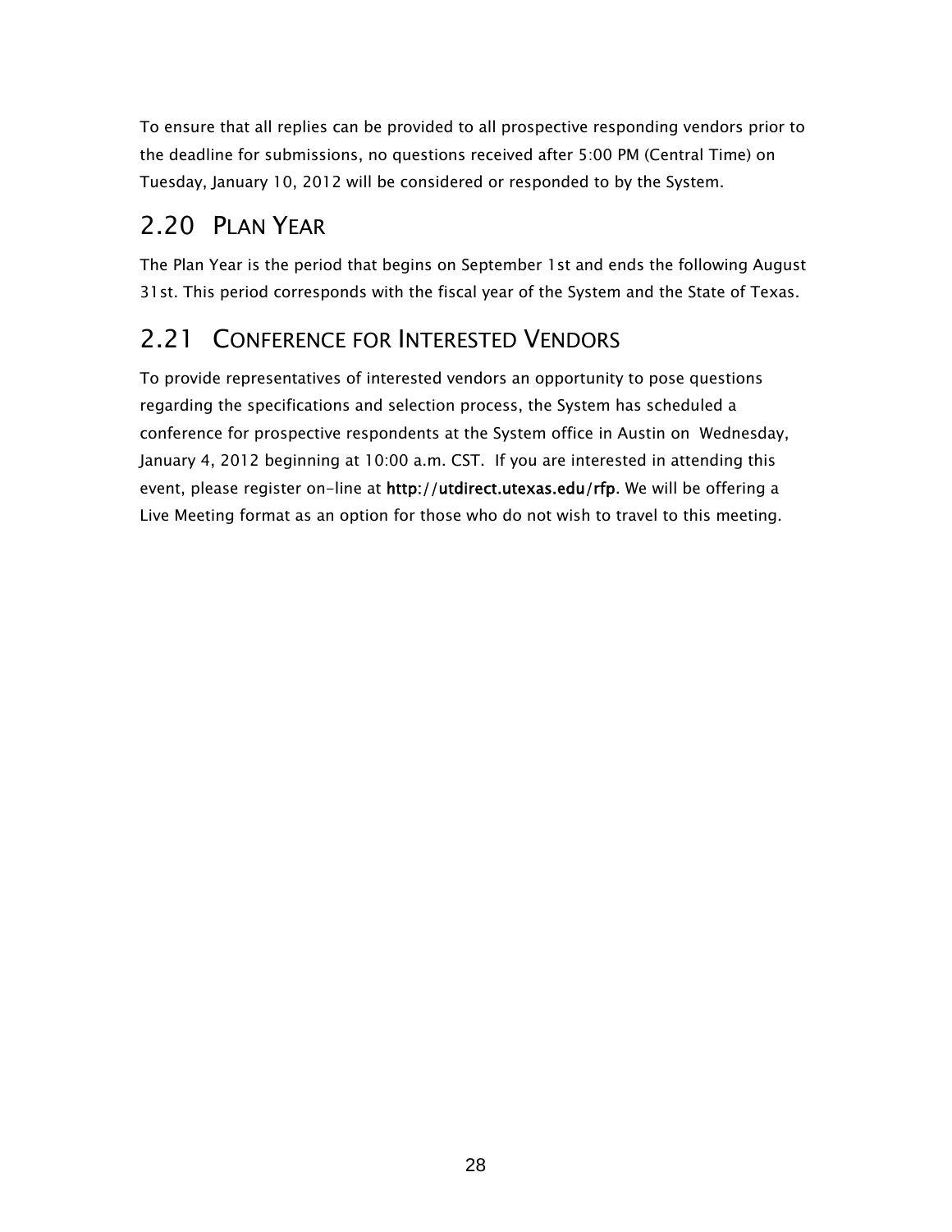To ensure that all replies can be provided to all prospective responding vendors prior to the deadline for submissions, no questions received after 5:00 PM (Central Time) on Tuesday, January 10, 2012 will be considered or responded to by the System.

## 2.20 PLAN YEAR

The Plan Year is the period that begins on September 1st and ends the following August 31st. This period corresponds with the fiscal year of the System and the State of Texas.

## 2.21 CONFERENCE FOR INTERESTED VENDORS

To provide representatives of interested vendors an opportunity to pose questions regarding the specifications and selection process, the System has scheduled a conference for prospective respondents at the System office in Austin on Wednesday, January 4, 2012 beginning at 10:00 a.m. CST. If you are interested in attending this event, please register on-line at **http://utdirect.utexas.edu/rfp**. We will be offering a Live Meeting format as an option for those who do not wish to travel to this meeting.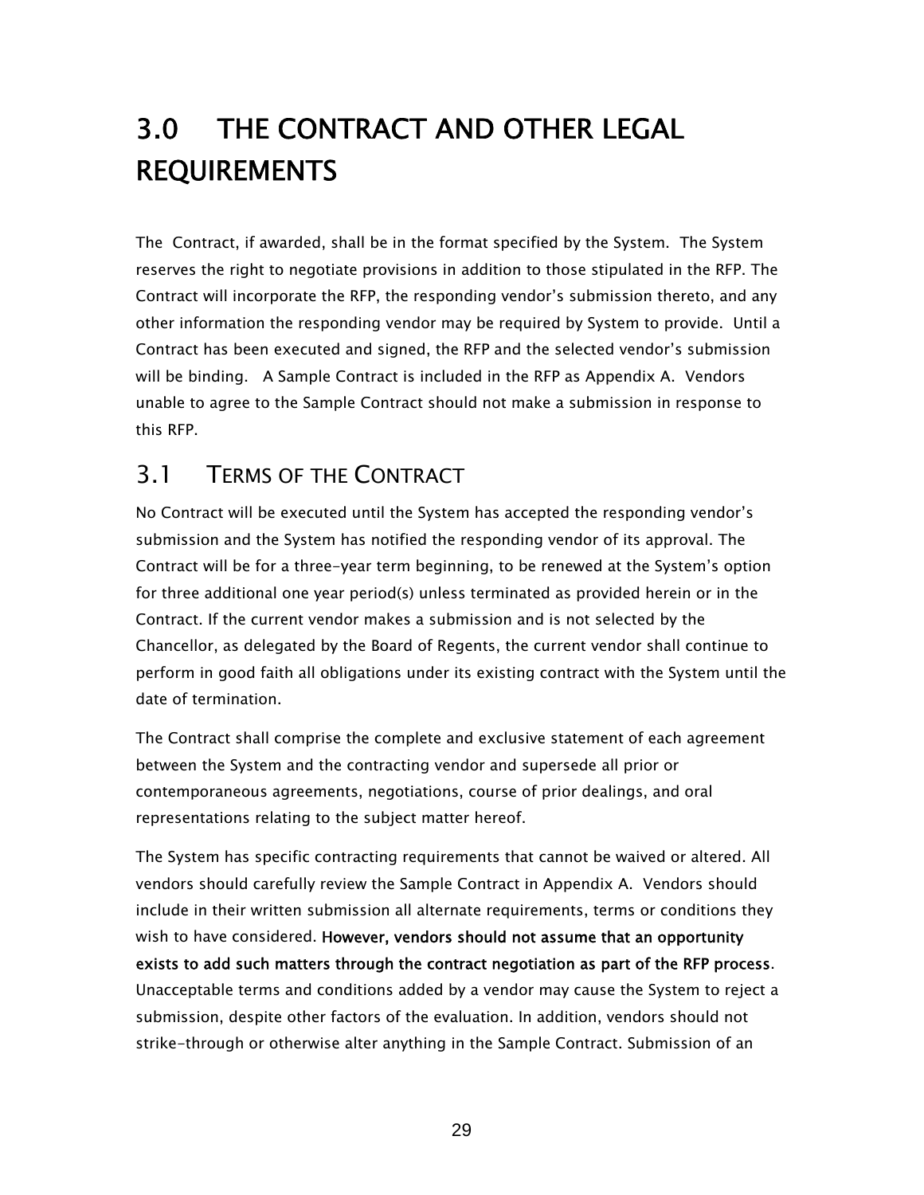# 3.0 THE CONTRACT AND OTHER LEGAL REQUIREMENTS

The Contract, if awarded, shall be in the format specified by the System. The System reserves the right to negotiate provisions in addition to those stipulated in the RFP. The Contract will incorporate the RFP, the responding vendor's submission thereto, and any other information the responding vendor may be required by System to provide. Until a Contract has been executed and signed, the RFP and the selected vendor's submission will be binding. A Sample Contract is included in the RFP as Appendix A. Vendors unable to agree to the Sample Contract should not make a submission in response to this RFP.

## 3.1 TERMS OF THE CONTRACT

No Contract will be executed until the System has accepted the responding vendor's submission and the System has notified the responding vendor of its approval. The Contract will be for a three-year term beginning, to be renewed at the System's option for three additional one year period(s) unless terminated as provided herein or in the Contract. If the current vendor makes a submission and is not selected by the Chancellor, as delegated by the Board of Regents, the current vendor shall continue to perform in good faith all obligations under its existing contract with the System until the date of termination.

The Contract shall comprise the complete and exclusive statement of each agreement between the System and the contracting vendor and supersede all prior or contemporaneous agreements, negotiations, course of prior dealings, and oral representations relating to the subject matter hereof.

The System has specific contracting requirements that cannot be waived or altered. All vendors should carefully review the Sample Contract in Appendix A. Vendors should include in their written submission all alternate requirements, terms or conditions they wish to have considered. **However, vendors should not assume that an opportunity exists to add such matters through the contract negotiation as part of the RFP process**. Unacceptable terms and conditions added by a vendor may cause the System to reject a submission, despite other factors of the evaluation. In addition, vendors should not strike-through or otherwise alter anything in the Sample Contract. Submission of an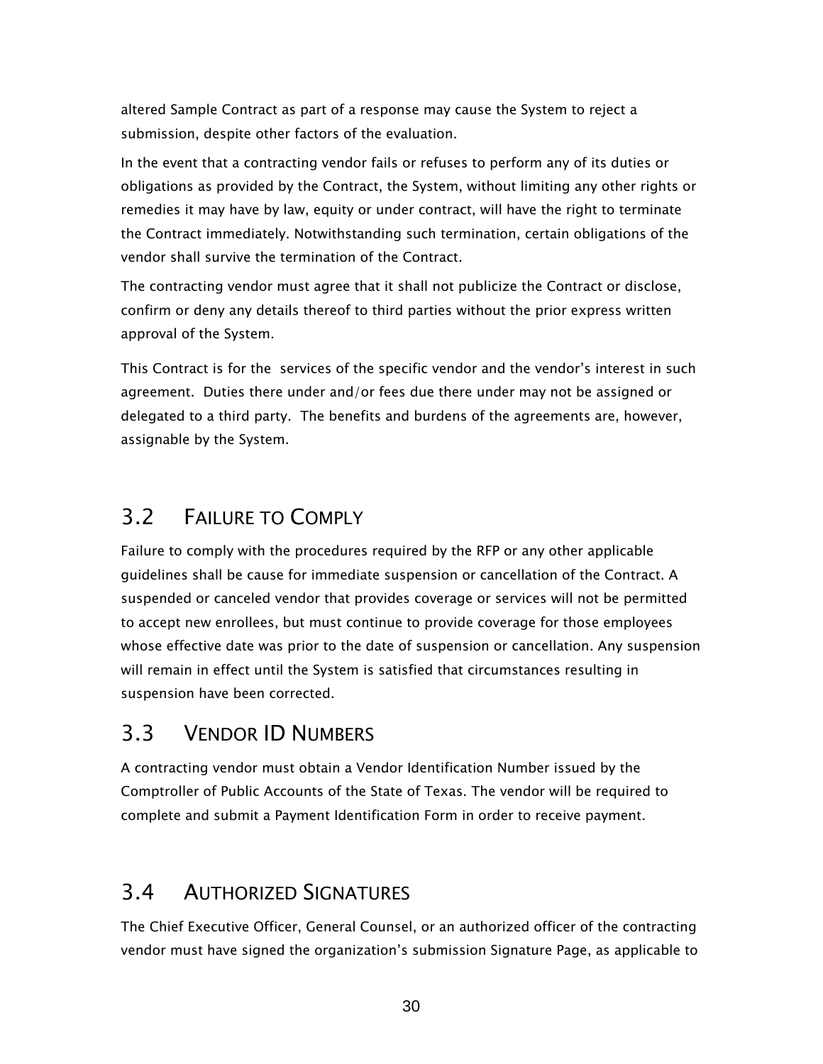altered Sample Contract as part of a response may cause the System to reject a submission, despite other factors of the evaluation.

In the event that a contracting vendor fails or refuses to perform any of its duties or obligations as provided by the Contract, the System, without limiting any other rights or remedies it may have by law, equity or under contract, will have the right to terminate the Contract immediately. Notwithstanding such termination, certain obligations of the vendor shall survive the termination of the Contract.

The contracting vendor must agree that it shall not publicize the Contract or disclose, confirm or deny any details thereof to third parties without the prior express written approval of the System.

This Contract is for the services of the specific vendor and the vendor's interest in such agreement. Duties there under and/or fees due there under may not be assigned or delegated to a third party. The benefits and burdens of the agreements are, however, assignable by the System.

## 3.2 FAILURE TO COMPLY

Failure to comply with the procedures required by the RFP or any other applicable guidelines shall be cause for immediate suspension or cancellation of the Contract. A suspended or canceled vendor that provides coverage or services will not be permitted to accept new enrollees, but must continue to provide coverage for those employees whose effective date was prior to the date of suspension or cancellation. Any suspension will remain in effect until the System is satisfied that circumstances resulting in suspension have been corrected.

## 3.3 VENDOR ID NUMBERS

A contracting vendor must obtain a Vendor Identification Number issued by the Comptroller of Public Accounts of the State of Texas. The vendor will be required to complete and submit a Payment Identification Form in order to receive payment.

## 3.4 AUTHORIZED SIGNATURES

The Chief Executive Officer, General Counsel, or an authorized officer of the contracting vendor must have signed the organization's submission Signature Page, as applicable to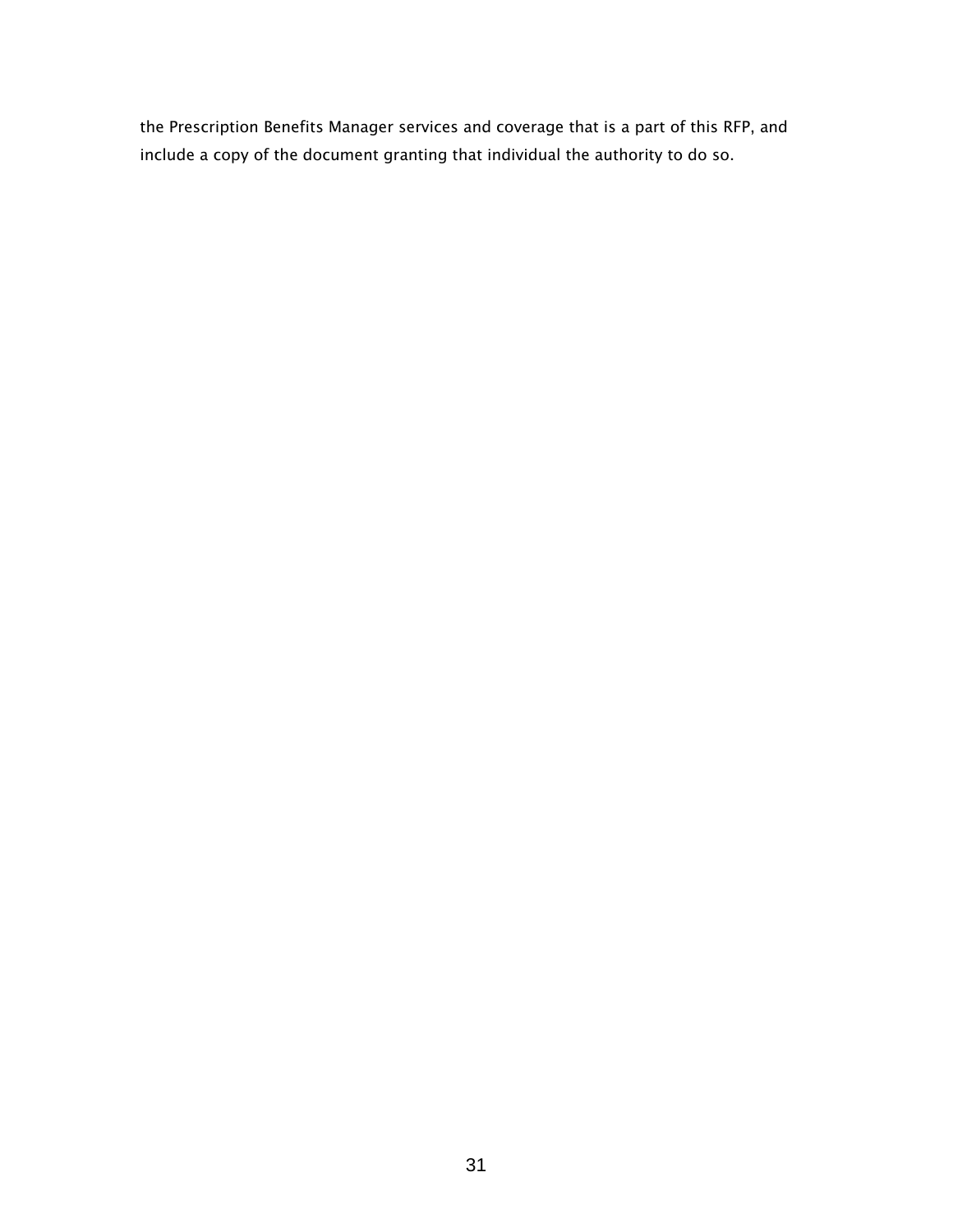the Prescription Benefits Manager services and coverage that is a part of this RFP, and include a copy of the document granting that individual the authority to do so.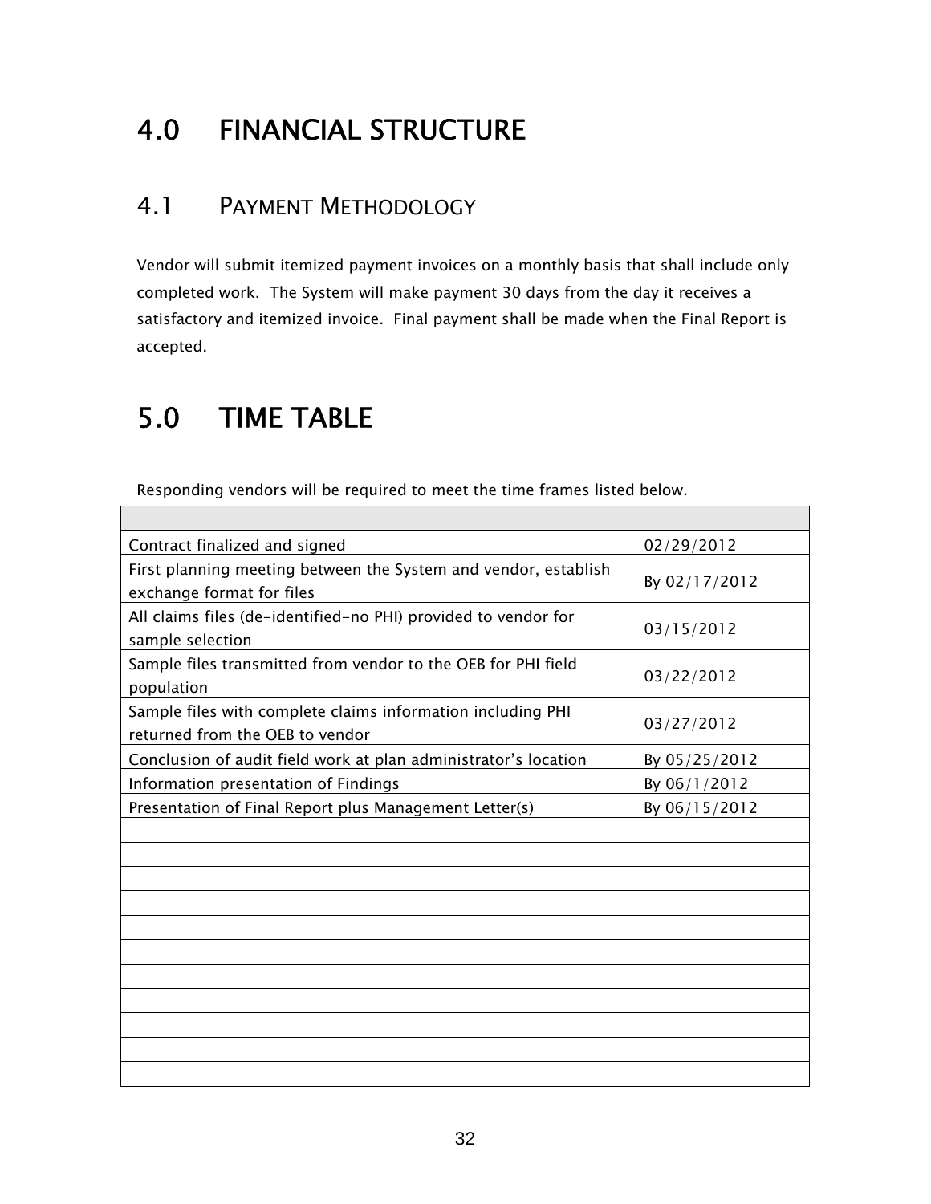# 4.0 FINANCIAL STRUCTURE

## 4.1 PAYMENT METHODOLOGY

Vendor will submit itemized payment invoices on a monthly basis that shall include only completed work. The System will make payment 30 days from the day it receives a satisfactory and itemized invoice. Final payment shall be made when the Final Report is accepted.

# 5.0 TIME TABLE

Responding vendors will be required to meet the time frames listed below.

| | |
|---|---|
| Contract finalized and signed | 02/29/2012 |
| First planning meeting between the System and vendor, establish exchange format for files | By 02/17/2012 |
| All claims files (de-identified-no PHI) provided to vendor for sample selection | 03/15/2012 |
| Sample files transmitted from vendor to the OEB for PHI field population | 03/22/2012 |
| Sample files with complete claims information including PHI returned from the OEB to vendor | 03/27/2012 |
| Conclusion of audit field work at plan administrator's location | By 05/25/2012 |
| Information presentation of Findings | By 06/1/2012 |
| Presentation of Final Report plus Management Letter(s) | By 06/15/2012 |
| | |
| | |
| | |
| | |
| | |
| | |
| | |
| | |
| | |
| | |
| | |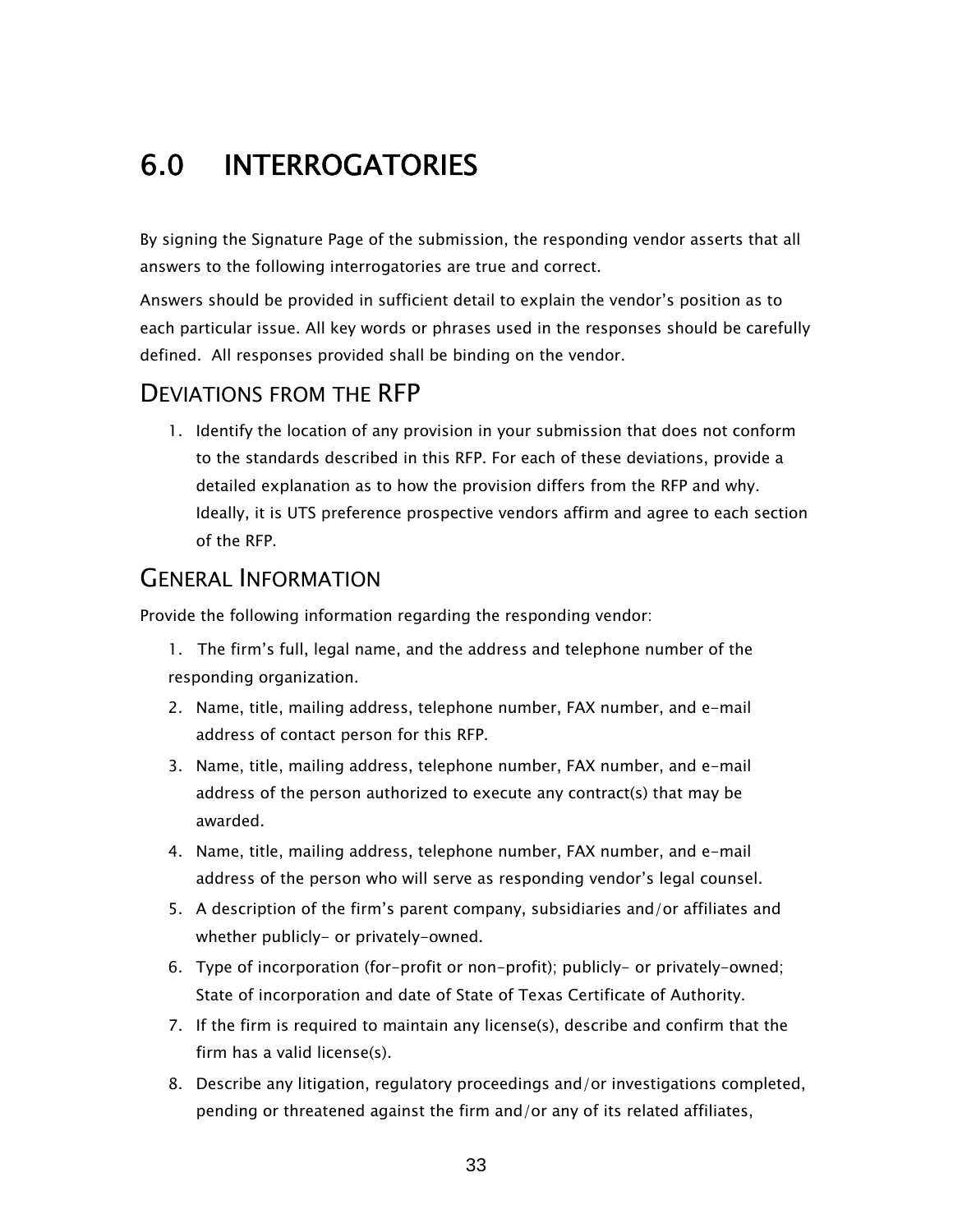# 6.0 INTERROGATORIES

By signing the Signature Page of the submission, the responding vendor asserts that all answers to the following interrogatories are true and correct.

Answers should be provided in sufficient detail to explain the vendor's position as to each particular issue. All key words or phrases used in the responses should be carefully defined. All responses provided shall be binding on the vendor.

## DEVIATIONS FROM THE RFP

1. Identify the location of any provision in your submission that does not conform to the standards described in this RFP. For each of these deviations, provide a detailed explanation as to how the provision differs from the RFP and why. Ideally, it is UTS preference prospective vendors affirm and agree to each section of the RFP.

## GENERAL INFORMATION

Provide the following information regarding the responding vendor:

1. The firm's full, legal name, and the address and telephone number of the responding organization.
2. Name, title, mailing address, telephone number, FAX number, and e-mail address of contact person for this RFP.
3. Name, title, mailing address, telephone number, FAX number, and e-mail address of the person authorized to execute any contract(s) that may be awarded.
4. Name, title, mailing address, telephone number, FAX number, and e-mail address of the person who will serve as responding vendor's legal counsel.
5. A description of the firm's parent company, subsidiaries and/or affiliates and whether publicly- or privately-owned.
6. Type of incorporation (for-profit or non-profit); publicly- or privately-owned; State of incorporation and date of State of Texas Certificate of Authority.
7. If the firm is required to maintain any license(s), describe and confirm that the firm has a valid license(s).
8. Describe any litigation, regulatory proceedings and/or investigations completed, pending or threatened against the firm and/or any of its related affiliates,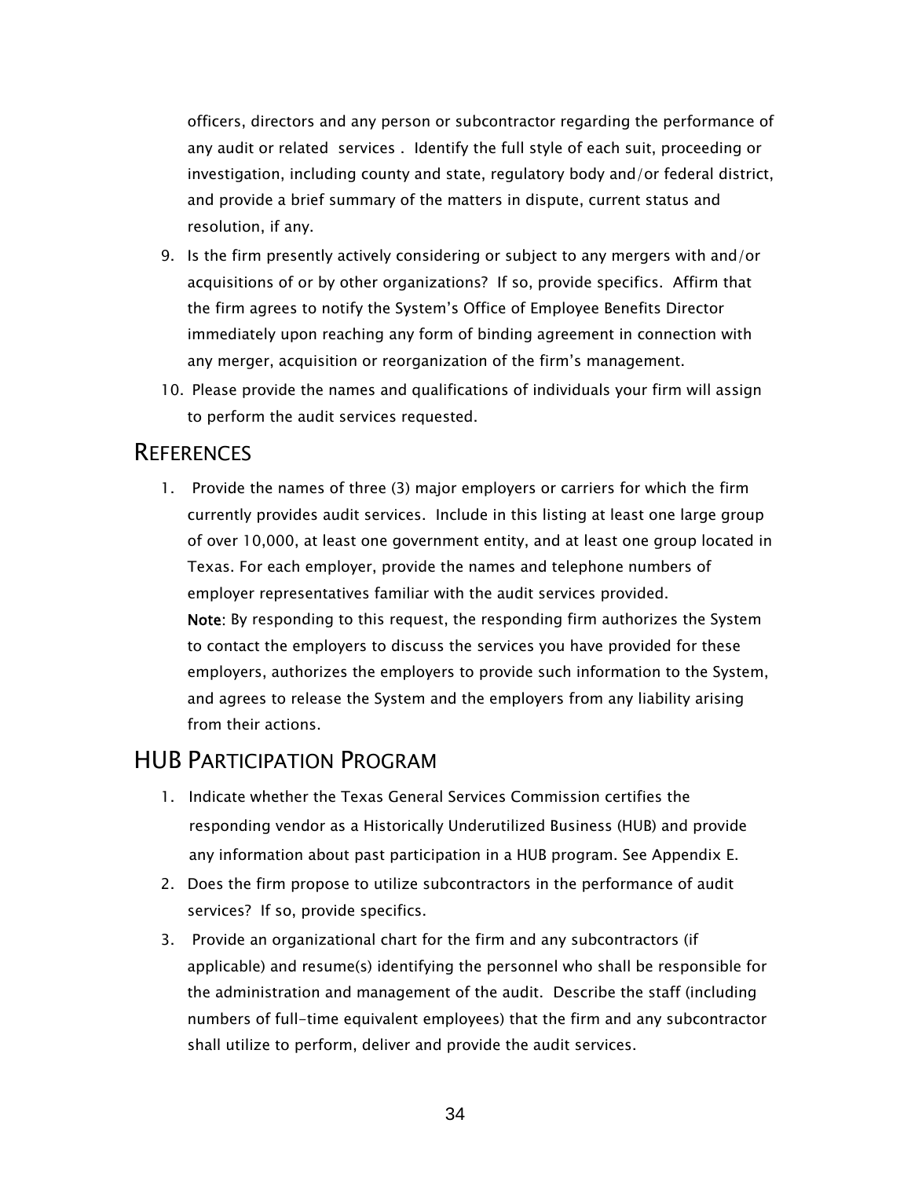officers, directors and any person or subcontractor regarding the performance of any audit or related services . Identify the full style of each suit, proceeding or investigation, including county and state, regulatory body and/or federal district, and provide a brief summary of the matters in dispute, current status and resolution, if any.

9. Is the firm presently actively considering or subject to any mergers with and/or acquisitions of or by other organizations? If so, provide specifics. Affirm that the firm agrees to notify the System's Office of Employee Benefits Director immediately upon reaching any form of binding agreement in connection with any merger, acquisition or reorganization of the firm's management.
10. Please provide the names and qualifications of individuals your firm will assign to perform the audit services requested.

## REFERENCES

1. Provide the names of three (3) major employers or carriers for which the firm currently provides audit services. Include in this listing at least one large group of over 10,000, at least one government entity, and at least one group located in Texas. For each employer, provide the names and telephone numbers of employer representatives familiar with the audit services provided.
   **Note**: By responding to this request, the responding firm authorizes the System to contact the employers to discuss the services you have provided for these employers, authorizes the employers to provide such information to the System, and agrees to release the System and the employers from any liability arising from their actions.

## HUB PARTICIPATION PROGRAM

1. Indicate whether the Texas General Services Commission certifies the responding vendor as a Historically Underutilized Business (HUB) and provide any information about past participation in a HUB program. See Appendix E.
2. Does the firm propose to utilize subcontractors in the performance of audit services? If so, provide specifics.
3. Provide an organizational chart for the firm and any subcontractors (if applicable) and resume(s) identifying the personnel who shall be responsible for the administration and management of the audit. Describe the staff (including numbers of full-time equivalent employees) that the firm and any subcontractor shall utilize to perform, deliver and provide the audit services.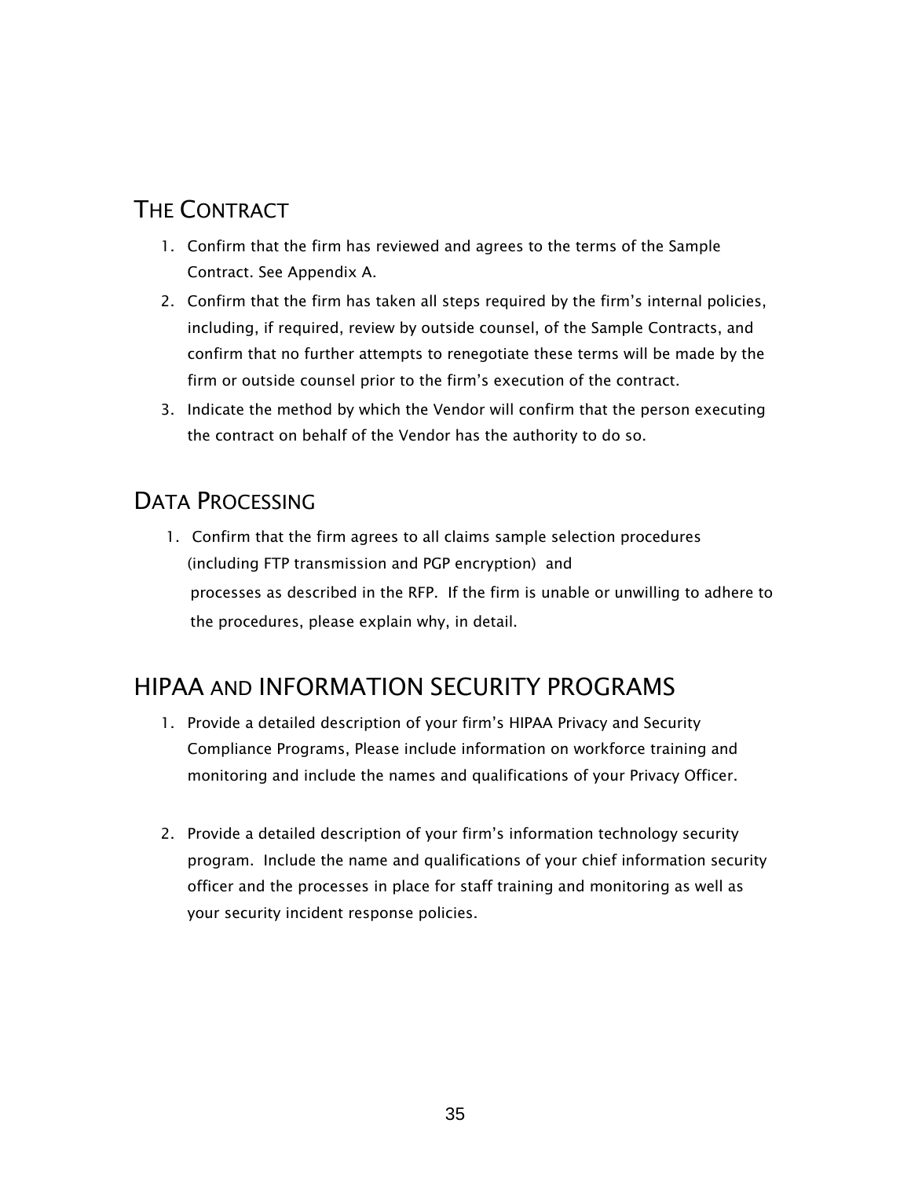## THE CONTRACT

1. Confirm that the firm has reviewed and agrees to the terms of the Sample Contract. See Appendix A.
2. Confirm that the firm has taken all steps required by the firm's internal policies, including, if required, review by outside counsel, of the Sample Contracts, and confirm that no further attempts to renegotiate these terms will be made by the firm or outside counsel prior to the firm's execution of the contract.
3. Indicate the method by which the Vendor will confirm that the person executing the contract on behalf of the Vendor has the authority to do so.

## DATA PROCESSING

1. Confirm that the firm agrees to all claims sample selection procedures (including FTP transmission and PGP encryption) and processes as described in the RFP. If the firm is unable or unwilling to adhere to the procedures, please explain why, in detail.

## HIPAA AND INFORMATION SECURITY PROGRAMS

1. Provide a detailed description of your firm's HIPAA Privacy and Security Compliance Programs, Please include information on workforce training and monitoring and include the names and qualifications of your Privacy Officer.

2. Provide a detailed description of your firm's information technology security program. Include the name and qualifications of your chief information security officer and the processes in place for staff training and monitoring as well as your security incident response policies.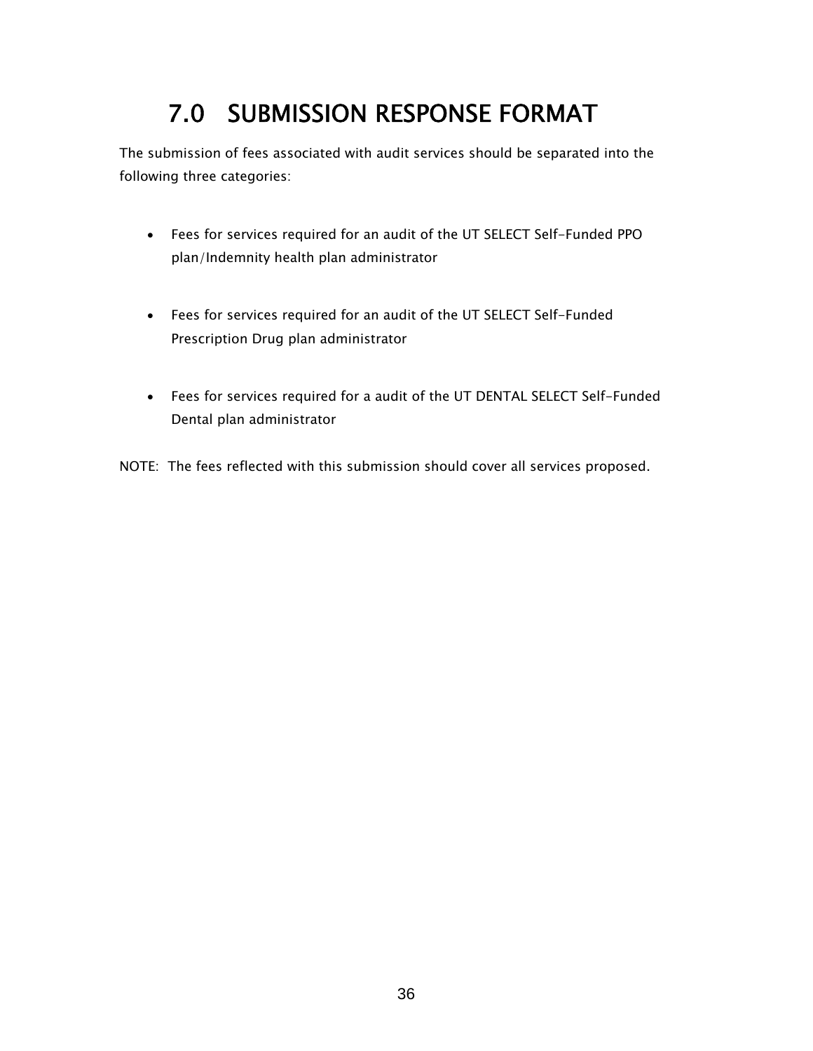# 7.0 SUBMISSION RESPONSE FORMAT

The submission of fees associated with audit services should be separated into the following three categories:

- Fees for services required for an audit of the UT SELECT Self-Funded PPO plan/Indemnity health plan administrator

- Fees for services required for an audit of the UT SELECT Self-Funded Prescription Drug plan administrator

- Fees for services required for a audit of the UT DENTAL SELECT Self-Funded Dental plan administrator

NOTE: The fees reflected with this submission should cover all services proposed.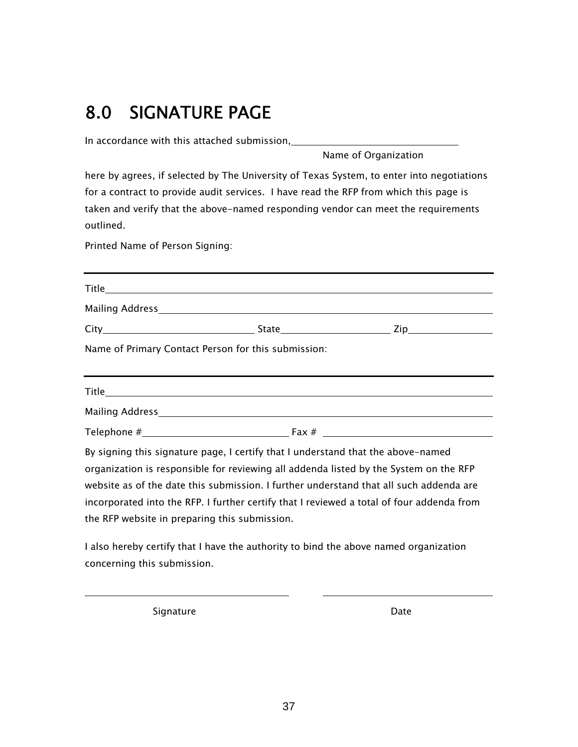# 8.0 SIGNATURE PAGE

In accordance with this attached submission, \_\_\_\_\_\_\_\_\_\_\_\_\_\_\_\_\_\_\_\_\_\_\_\_\_\_\_\_\_\_\_\_

Name of Organization

here by agrees, if selected by The University of Texas System, to enter into negotiations for a contract to provide audit services. I have read the RFP from which this page is taken and verify that the above-named responding vendor can meet the requirements outlined.

Printed Name of Person Signing:

\_\_\_\_\_\_\_\_\_\_\_\_\_\_\_\_\_\_\_\_\_\_\_\_\_\_\_\_\_\_\_\_\_\_\_\_\_\_\_\_\_\_\_\_\_\_\_\_\_\_\_\_\_\_\_\_\_\_\_\_\_\_\_\_\_\_

Title \_\_\_\_\_\_\_\_\_\_\_\_\_\_\_\_\_\_\_\_\_\_\_\_\_\_\_\_\_\_\_\_\_\_\_\_\_\_\_\_\_\_\_\_\_\_\_\_\_\_\_\_\_\_\_\_\_\_\_\_

Mailing Address \_\_\_\_\_\_\_\_\_\_\_\_\_\_\_\_\_\_\_\_\_\_\_\_\_\_\_\_\_\_\_\_\_\_\_\_\_\_\_\_\_\_\_\_\_\_\_\_\_\_\_\_\_

City \_\_\_\_\_\_\_\_\_\_\_\_\_\_\_\_\_\_\_\_\_\_\_\_\_\_ State \_\_\_\_\_\_\_\_\_\_\_\_\_\_\_\_\_\_\_\_ Zip \_\_\_\_\_\_\_\_\_\_\_\_\_\_\_

Name of Primary Contact Person for this submission:

\_\_\_\_\_\_\_\_\_\_\_\_\_\_\_\_\_\_\_\_\_\_\_\_\_\_\_\_\_\_\_\_\_\_\_\_\_\_\_\_\_\_\_\_\_\_\_\_\_\_\_\_\_\_\_\_\_\_\_\_\_\_\_\_\_\_

Title \_\_\_\_\_\_\_\_\_\_\_\_\_\_\_\_\_\_\_\_\_\_\_\_\_\_\_\_\_\_\_\_\_\_\_\_\_\_\_\_\_\_\_\_\_\_\_\_\_\_\_\_\_\_\_\_\_\_\_\_

Mailing Address \_\_\_\_\_\_\_\_\_\_\_\_\_\_\_\_\_\_\_\_\_\_\_\_\_\_\_\_\_\_\_\_\_\_\_\_\_\_\_\_\_\_\_\_\_\_\_\_\_\_\_\_\_

Telephone # \_\_\_\_\_\_\_\_\_\_\_\_\_\_\_\_\_\_\_\_\_\_\_\_\_\_ Fax # \_\_\_\_\_\_\_\_\_\_\_\_\_\_\_\_\_\_\_\_\_\_\_\_\_\_\_\_

By signing this signature page, I certify that I understand that the above-named organization is responsible for reviewing all addenda listed by the System on the RFP website as of the date this submission. I further understand that all such addenda are incorporated into the RFP. I further certify that I reviewed a total of four addenda from the RFP website in preparing this submission.

I also hereby certify that I have the authority to bind the above named organization concerning this submission.

\_\_\_\_\_\_\_\_\_\_\_\_\_\_\_\_\_\_\_\_\_\_\_\_\_\_\_\_\_\_\_\_\_\_\_\_ \_\_\_\_\_\_\_\_\_\_\_\_\_\_\_\_\_\_\_\_\_\_\_\_\_\_\_\_\_\_\_

Signature Date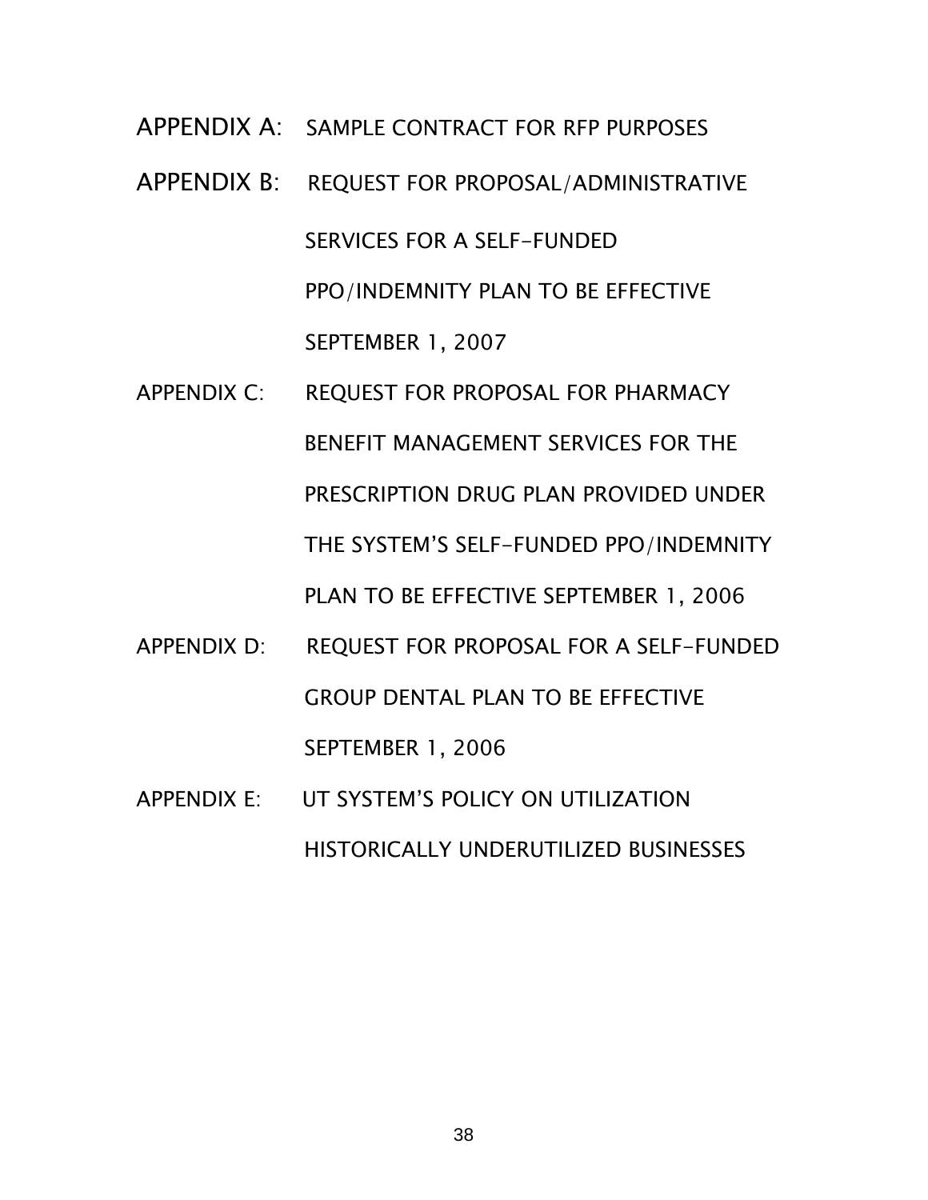APPENDIX A: SAMPLE CONTRACT FOR RFP PURPOSES

APPENDIX B: REQUEST FOR PROPOSAL/ADMINISTRATIVE SERVICES FOR A SELF-FUNDED PPO/INDEMNITY PLAN TO BE EFFECTIVE SEPTEMBER 1, 2007

APPENDIX C: REQUEST FOR PROPOSAL FOR PHARMACY BENEFIT MANAGEMENT SERVICES FOR THE PRESCRIPTION DRUG PLAN PROVIDED UNDER THE SYSTEM'S SELF-FUNDED PPO/INDEMNITY PLAN TO BE EFFECTIVE SEPTEMBER 1, 2006

APPENDIX D: REQUEST FOR PROPOSAL FOR A SELF-FUNDED GROUP DENTAL PLAN TO BE EFFECTIVE SEPTEMBER 1, 2006

APPENDIX E: UT SYSTEM'S POLICY ON UTILIZATION HISTORICALLY UNDERUTILIZED BUSINESSES